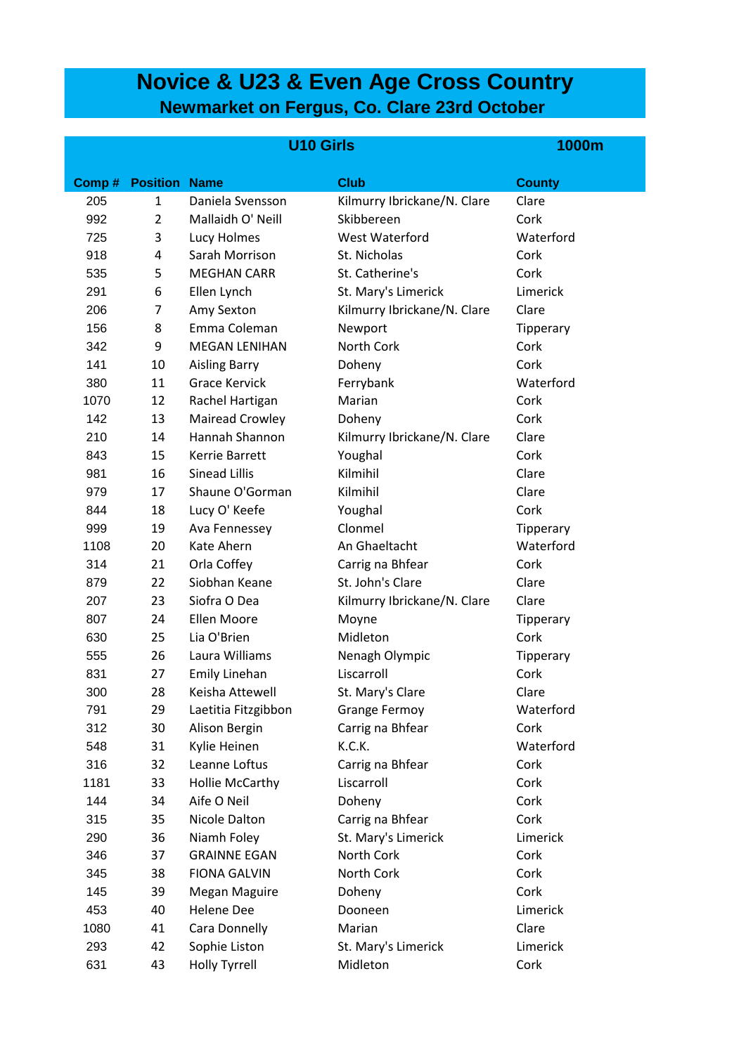# Novice & U23 & Even Age Cross Country

## Newmarket on Fergus, Co. Clare 23rd October

### U10 Girls — 1000m

| Comp # | Position | Name | Club | County |
|---|---|---|---|---|
| 205 | 1 | Daniela Svensson | Kilmurry Ibrickane/N. Clare | Clare |
| 992 | 2 | Mallaidh O' Neill | Skibbereen | Cork |
| 725 | 3 | Lucy Holmes | West Waterford | Waterford |
| 918 | 4 | Sarah Morrison | St. Nicholas | Cork |
| 535 | 5 | MEGHAN CARR | St. Catherine's | Cork |
| 291 | 6 | Ellen Lynch | St. Mary's Limerick | Limerick |
| 206 | 7 | Amy Sexton | Kilmurry Ibrickane/N. Clare | Clare |
| 156 | 8 | Emma Coleman | Newport | Tipperary |
| 342 | 9 | MEGAN LENIHAN | North Cork | Cork |
| 141 | 10 | Aisling Barry | Doheny | Cork |
| 380 | 11 | Grace Kervick | Ferrybank | Waterford |
| 1070 | 12 | Rachel Hartigan | Marian | Cork |
| 142 | 13 | Mairead Crowley | Doheny | Cork |
| 210 | 14 | Hannah Shannon | Kilmurry Ibrickane/N. Clare | Clare |
| 843 | 15 | Kerrie Barrett | Youghal | Cork |
| 981 | 16 | Sinead Lillis | Kilmihil | Clare |
| 979 | 17 | Shaune O'Gorman | Kilmihil | Clare |
| 844 | 18 | Lucy O' Keefe | Youghal | Cork |
| 999 | 19 | Ava Fennessey | Clonmel | Tipperary |
| 1108 | 20 | Kate Ahern | An Ghaeltacht | Waterford |
| 314 | 21 | Orla Coffey | Carrig na Bhfear | Cork |
| 879 | 22 | Siobhan Keane | St. John's Clare | Clare |
| 207 | 23 | Siofra O Dea | Kilmurry Ibrickane/N. Clare | Clare |
| 807 | 24 | Ellen Moore | Moyne | Tipperary |
| 630 | 25 | Lia O'Brien | Midleton | Cork |
| 555 | 26 | Laura Williams | Nenagh Olympic | Tipperary |
| 831 | 27 | Emily Linehan | Liscarroll | Cork |
| 300 | 28 | Keisha Attewell | St. Mary's Clare | Clare |
| 791 | 29 | Laetitia Fitzgibbon | Grange Fermoy | Waterford |
| 312 | 30 | Alison Bergin | Carrig na Bhfear | Cork |
| 548 | 31 | Kylie Heinen | K.C.K. | Waterford |
| 316 | 32 | Leanne Loftus | Carrig na Bhfear | Cork |
| 1181 | 33 | Hollie McCarthy | Liscarroll | Cork |
| 144 | 34 | Aife O Neil | Doheny | Cork |
| 315 | 35 | Nicole Dalton | Carrig na Bhfear | Cork |
| 290 | 36 | Niamh Foley | St. Mary's Limerick | Limerick |
| 346 | 37 | GRAINNE EGAN | North Cork | Cork |
| 345 | 38 | FIONA GALVIN | North Cork | Cork |
| 145 | 39 | Megan Maguire | Doheny | Cork |
| 453 | 40 | Helene Dee | Dooneen | Limerick |
| 1080 | 41 | Cara Donnelly | Marian | Clare |
| 293 | 42 | Sophie Liston | St. Mary's Limerick | Limerick |
| 631 | 43 | Holly Tyrrell | Midleton | Cork |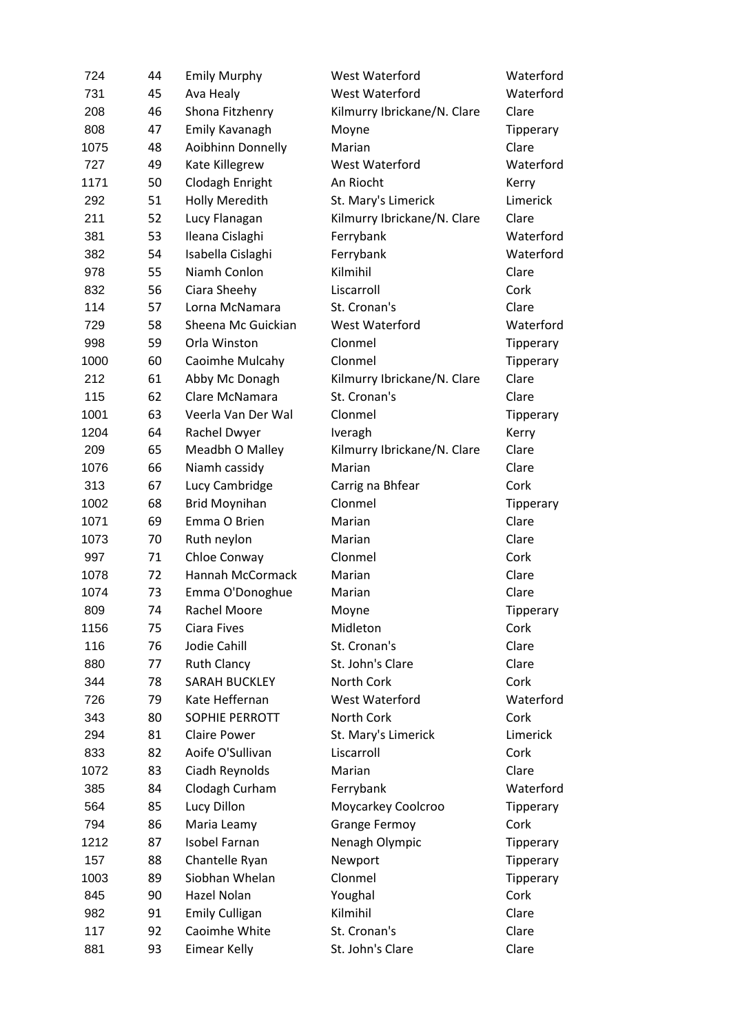| | | | | |
|---|---|---|---|---|
| 724 | 44 | Emily Murphy | West Waterford | Waterford |
| 731 | 45 | Ava Healy | West Waterford | Waterford |
| 208 | 46 | Shona Fitzhenry | Kilmurry Ibrickane/N. Clare | Clare |
| 808 | 47 | Emily Kavanagh | Moyne | Tipperary |
| 1075 | 48 | Aoibhinn Donnelly | Marian | Clare |
| 727 | 49 | Kate Killegrew | West Waterford | Waterford |
| 1171 | 50 | Clodagh Enright | An Riocht | Kerry |
| 292 | 51 | Holly Meredith | St. Mary's Limerick | Limerick |
| 211 | 52 | Lucy Flanagan | Kilmurry Ibrickane/N. Clare | Clare |
| 381 | 53 | Ileana Cislaghi | Ferrybank | Waterford |
| 382 | 54 | Isabella Cislaghi | Ferrybank | Waterford |
| 978 | 55 | Niamh Conlon | Kilmihil | Clare |
| 832 | 56 | Ciara Sheehy | Liscarroll | Cork |
| 114 | 57 | Lorna McNamara | St. Cronan's | Clare |
| 729 | 58 | Sheena Mc Guickian | West Waterford | Waterford |
| 998 | 59 | Orla Winston | Clonmel | Tipperary |
| 1000 | 60 | Caoimhe Mulcahy | Clonmel | Tipperary |
| 212 | 61 | Abby Mc Donagh | Kilmurry Ibrickane/N. Clare | Clare |
| 115 | 62 | Clare McNamara | St. Cronan's | Clare |
| 1001 | 63 | Veerla Van Der Wal | Clonmel | Tipperary |
| 1204 | 64 | Rachel Dwyer | Iveragh | Kerry |
| 209 | 65 | Meadbh O Malley | Kilmurry Ibrickane/N. Clare | Clare |
| 1076 | 66 | Niamh cassidy | Marian | Clare |
| 313 | 67 | Lucy Cambridge | Carrig na Bhfear | Cork |
| 1002 | 68 | Brid Moynihan | Clonmel | Tipperary |
| 1071 | 69 | Emma O Brien | Marian | Clare |
| 1073 | 70 | Ruth neylon | Marian | Clare |
| 997 | 71 | Chloe Conway | Clonmel | Cork |
| 1078 | 72 | Hannah McCormack | Marian | Clare |
| 1074 | 73 | Emma O'Donoghue | Marian | Clare |
| 809 | 74 | Rachel Moore | Moyne | Tipperary |
| 1156 | 75 | Ciara Fives | Midleton | Cork |
| 116 | 76 | Jodie Cahill | St. Cronan's | Clare |
| 880 | 77 | Ruth Clancy | St. John's Clare | Clare |
| 344 | 78 | SARAH BUCKLEY | North Cork | Cork |
| 726 | 79 | Kate Heffernan | West Waterford | Waterford |
| 343 | 80 | SOPHIE PERROTT | North Cork | Cork |
| 294 | 81 | Claire Power | St. Mary's Limerick | Limerick |
| 833 | 82 | Aoife O'Sullivan | Liscarroll | Cork |
| 1072 | 83 | Ciadh Reynolds | Marian | Clare |
| 385 | 84 | Clodagh Curham | Ferrybank | Waterford |
| 564 | 85 | Lucy Dillon | Moycarkey Coolcroo | Tipperary |
| 794 | 86 | Maria Leamy | Grange Fermoy | Cork |
| 1212 | 87 | Isobel Farnan | Nenagh Olympic | Tipperary |
| 157 | 88 | Chantelle Ryan | Newport | Tipperary |
| 1003 | 89 | Siobhan Whelan | Clonmel | Tipperary |
| 845 | 90 | Hazel Nolan | Youghal | Cork |
| 982 | 91 | Emily Culligan | Kilmihil | Clare |
| 117 | 92 | Caoimhe White | St. Cronan's | Clare |
| 881 | 93 | Eimear Kelly | St. John's Clare | Clare |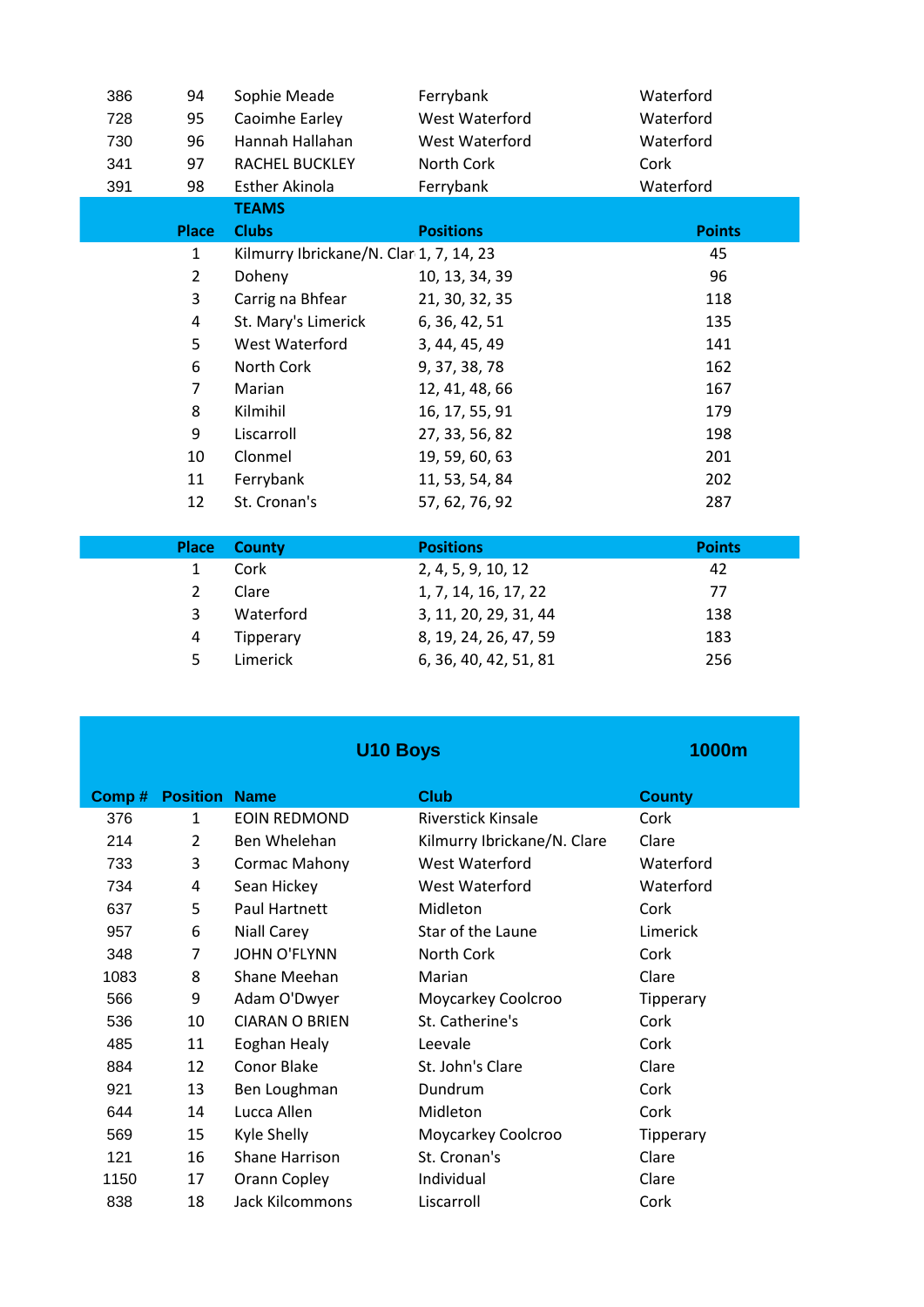| | | | | |
|---|---|---|---|---|
| 386 | 94 | Sophie Meade | Ferrybank | Waterford |
| 728 | 95 | Caoimhe Earley | West Waterford | Waterford |
| 730 | 96 | Hannah Hallahan | West Waterford | Waterford |
| 341 | 97 | RACHEL BUCKLEY | North Cork | Cork |
| 391 | 98 | Esther Akinola | Ferrybank | Waterford |

**TEAMS**

| Place | Clubs | Positions | Points |
|---|---|---|---|
| 1 | Kilmurry Ibrickane/N. Clar | 1, 7, 14, 23 | 45 |
| 2 | Doheny | 10, 13, 34, 39 | 96 |
| 3 | Carrig na Bhfear | 21, 30, 32, 35 | 118 |
| 4 | St. Mary's Limerick | 6, 36, 42, 51 | 135 |
| 5 | West Waterford | 3, 44, 45, 49 | 141 |
| 6 | North Cork | 9, 37, 38, 78 | 162 |
| 7 | Marian | 12, 41, 48, 66 | 167 |
| 8 | Kilmihil | 16, 17, 55, 91 | 179 |
| 9 | Liscarroll | 27, 33, 56, 82 | 198 |
| 10 | Clonmel | 19, 59, 60, 63 | 201 |
| 11 | Ferrybank | 11, 53, 54, 84 | 202 |
| 12 | St. Cronan's | 57, 62, 76, 92 | 287 |

| Place | County | Positions | Points |
|---|---|---|---|
| 1 | Cork | 2, 4, 5, 9, 10, 12 | 42 |
| 2 | Clare | 1, 7, 14, 16, 17, 22 | 77 |
| 3 | Waterford | 3, 11, 20, 29, 31, 44 | 138 |
| 4 | Tipperary | 8, 19, 24, 26, 47, 59 | 183 |
| 5 | Limerick | 6, 36, 40, 42, 51, 81 | 256 |

## U10 Boys 1000m

| Comp # | Position | Name | Club | County |
|---|---|---|---|---|
| 376 | 1 | EOIN REDMOND | Riverstick Kinsale | Cork |
| 214 | 2 | Ben Whelehan | Kilmurry Ibrickane/N. Clare | Clare |
| 733 | 3 | Cormac Mahony | West Waterford | Waterford |
| 734 | 4 | Sean Hickey | West Waterford | Waterford |
| 637 | 5 | Paul Hartnett | Midleton | Cork |
| 957 | 6 | Niall Carey | Star of the Laune | Limerick |
| 348 | 7 | JOHN O'FLYNN | North Cork | Cork |
| 1083 | 8 | Shane Meehan | Marian | Clare |
| 566 | 9 | Adam O'Dwyer | Moycarkey Coolcroo | Tipperary |
| 536 | 10 | CIARAN O BRIEN | St. Catherine's | Cork |
| 485 | 11 | Eoghan Healy | Leevale | Cork |
| 884 | 12 | Conor Blake | St. John's Clare | Clare |
| 921 | 13 | Ben Loughman | Dundrum | Cork |
| 644 | 14 | Lucca Allen | Midleton | Cork |
| 569 | 15 | Kyle Shelly | Moycarkey Coolcroo | Tipperary |
| 121 | 16 | Shane Harrison | St. Cronan's | Clare |
| 1150 | 17 | Orann Copley | Individual | Clare |
| 838 | 18 | Jack Kilcommons | Liscarroll | Cork |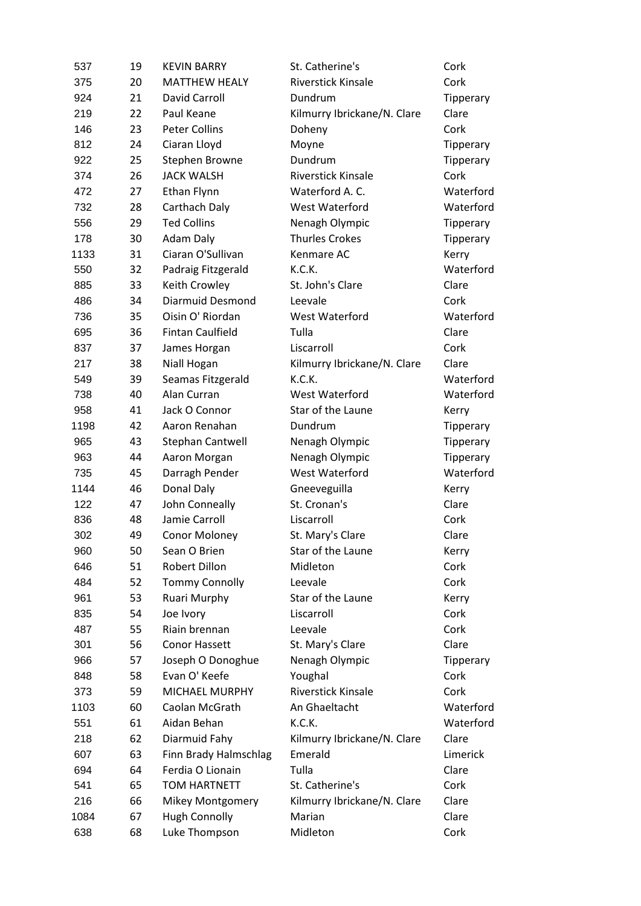| | | | | |
|---|---|---|---|---|
| 537 | 19 | KEVIN BARRY | St. Catherine's | Cork |
| 375 | 20 | MATTHEW HEALY | Riverstick Kinsale | Cork |
| 924 | 21 | David Carroll | Dundrum | Tipperary |
| 219 | 22 | Paul Keane | Kilmurry Ibrickane/N. Clare | Clare |
| 146 | 23 | Peter Collins | Doheny | Cork |
| 812 | 24 | Ciaran Lloyd | Moyne | Tipperary |
| 922 | 25 | Stephen Browne | Dundrum | Tipperary |
| 374 | 26 | JACK WALSH | Riverstick Kinsale | Cork |
| 472 | 27 | Ethan Flynn | Waterford A. C. | Waterford |
| 732 | 28 | Carthach Daly | West Waterford | Waterford |
| 556 | 29 | Ted Collins | Nenagh Olympic | Tipperary |
| 178 | 30 | Adam Daly | Thurles Crokes | Tipperary |
| 1133 | 31 | Ciaran O'Sullivan | Kenmare AC | Kerry |
| 550 | 32 | Padraig Fitzgerald | K.C.K. | Waterford |
| 885 | 33 | Keith Crowley | St. John's Clare | Clare |
| 486 | 34 | Diarmuid Desmond | Leevale | Cork |
| 736 | 35 | Oisin O' Riordan | West Waterford | Waterford |
| 695 | 36 | Fintan Caulfield | Tulla | Clare |
| 837 | 37 | James Horgan | Liscarroll | Cork |
| 217 | 38 | Niall Hogan | Kilmurry Ibrickane/N. Clare | Clare |
| 549 | 39 | Seamas Fitzgerald | K.C.K. | Waterford |
| 738 | 40 | Alan Curran | West Waterford | Waterford |
| 958 | 41 | Jack O Connor | Star of the Laune | Kerry |
| 1198 | 42 | Aaron Renahan | Dundrum | Tipperary |
| 965 | 43 | Stephan Cantwell | Nenagh Olympic | Tipperary |
| 963 | 44 | Aaron Morgan | Nenagh Olympic | Tipperary |
| 735 | 45 | Darragh Pender | West Waterford | Waterford |
| 1144 | 46 | Donal Daly | Gneeveguilla | Kerry |
| 122 | 47 | John Conneally | St. Cronan's | Clare |
| 836 | 48 | Jamie Carroll | Liscarroll | Cork |
| 302 | 49 | Conor Moloney | St. Mary's Clare | Clare |
| 960 | 50 | Sean O Brien | Star of the Laune | Kerry |
| 646 | 51 | Robert Dillon | Midleton | Cork |
| 484 | 52 | Tommy Connolly | Leevale | Cork |
| 961 | 53 | Ruari Murphy | Star of the Laune | Kerry |
| 835 | 54 | Joe Ivory | Liscarroll | Cork |
| 487 | 55 | Riain brennan | Leevale | Cork |
| 301 | 56 | Conor Hassett | St. Mary's Clare | Clare |
| 966 | 57 | Joseph O Donoghue | Nenagh Olympic | Tipperary |
| 848 | 58 | Evan O' Keefe | Youghal | Cork |
| 373 | 59 | MICHAEL MURPHY | Riverstick Kinsale | Cork |
| 1103 | 60 | Caolan McGrath | An Ghaeltacht | Waterford |
| 551 | 61 | Aidan Behan | K.C.K. | Waterford |
| 218 | 62 | Diarmuid Fahy | Kilmurry Ibrickane/N. Clare | Clare |
| 607 | 63 | Finn Brady Halmschlag | Emerald | Limerick |
| 694 | 64 | Ferdia O Lionain | Tulla | Clare |
| 541 | 65 | TOM HARTNETT | St. Catherine's | Cork |
| 216 | 66 | Mikey Montgomery | Kilmurry Ibrickane/N. Clare | Clare |
| 1084 | 67 | Hugh Connolly | Marian | Clare |
| 638 | 68 | Luke Thompson | Midleton | Cork |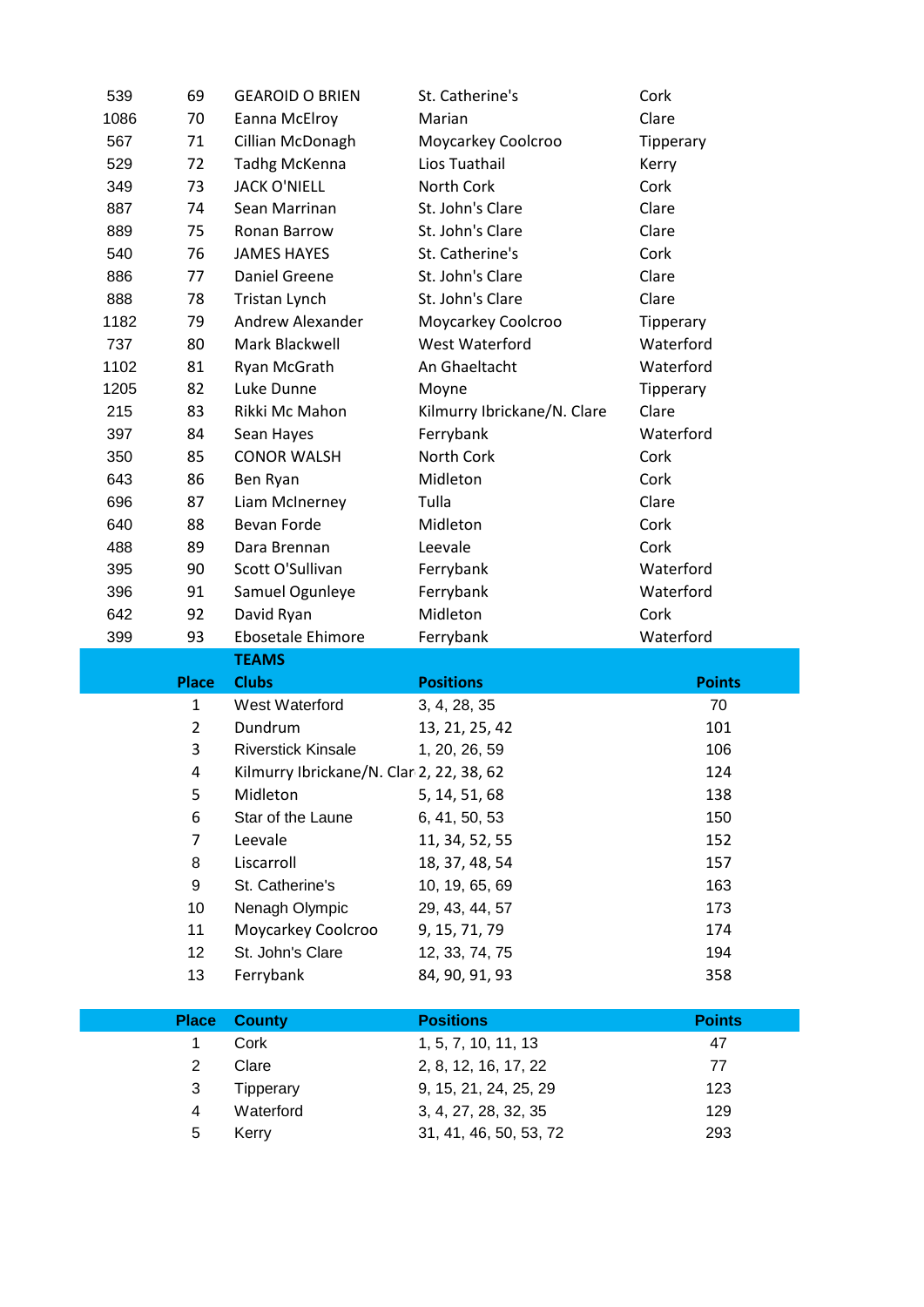| | | | | |
|---|---|---|---|---|
| 539 | 69 | GEAROID O BRIEN | St. Catherine's | Cork |
| 1086 | 70 | Eanna McElroy | Marian | Clare |
| 567 | 71 | Cillian McDonagh | Moycarkey Coolcroo | Tipperary |
| 529 | 72 | Tadhg McKenna | Lios Tuathail | Kerry |
| 349 | 73 | JACK O'NIELL | North Cork | Cork |
| 887 | 74 | Sean Marrinan | St. John's Clare | Clare |
| 889 | 75 | Ronan Barrow | St. John's Clare | Clare |
| 540 | 76 | JAMES HAYES | St. Catherine's | Cork |
| 886 | 77 | Daniel Greene | St. John's Clare | Clare |
| 888 | 78 | Tristan Lynch | St. John's Clare | Clare |
| 1182 | 79 | Andrew Alexander | Moycarkey Coolcroo | Tipperary |
| 737 | 80 | Mark Blackwell | West Waterford | Waterford |
| 1102 | 81 | Ryan McGrath | An Ghaeltacht | Waterford |
| 1205 | 82 | Luke Dunne | Moyne | Tipperary |
| 215 | 83 | Rikki Mc Mahon | Kilmurry Ibrickane/N. Clare | Clare |
| 397 | 84 | Sean Hayes | Ferrybank | Waterford |
| 350 | 85 | CONOR WALSH | North Cork | Cork |
| 643 | 86 | Ben Ryan | Midleton | Cork |
| 696 | 87 | Liam McInerney | Tulla | Clare |
| 640 | 88 | Bevan Forde | Midleton | Cork |
| 488 | 89 | Dara Brennan | Leevale | Cork |
| 395 | 90 | Scott O'Sullivan | Ferrybank | Waterford |
| 396 | 91 | Samuel Ogunleye | Ferrybank | Waterford |
| 642 | 92 | David Ryan | Midleton | Cork |
| 399 | 93 | Ebosetale Ehimore | Ferrybank | Waterford |

**TEAMS**

| Place | Clubs | Positions | Points |
|---|---|---|---|
| 1 | West Waterford | 3, 4, 28, 35 | 70 |
| 2 | Dundrum | 13, 21, 25, 42 | 101 |
| 3 | Riverstick Kinsale | 1, 20, 26, 59 | 106 |
| 4 | Kilmurry Ibrickane/N. Clar | 2, 22, 38, 62 | 124 |
| 5 | Midleton | 5, 14, 51, 68 | 138 |
| 6 | Star of the Laune | 6, 41, 50, 53 | 150 |
| 7 | Leevale | 11, 34, 52, 55 | 152 |
| 8 | Liscarroll | 18, 37, 48, 54 | 157 |
| 9 | St. Catherine's | 10, 19, 65, 69 | 163 |
| 10 | Nenagh Olympic | 29, 43, 44, 57 | 173 |
| 11 | Moycarkey Coolcroo | 9, 15, 71, 79 | 174 |
| 12 | St. John's Clare | 12, 33, 74, 75 | 194 |
| 13 | Ferrybank | 84, 90, 91, 93 | 358 |

| Place | County | Positions | Points |
|---|---|---|---|
| 1 | Cork | 1, 5, 7, 10, 11, 13 | 47 |
| 2 | Clare | 2, 8, 12, 16, 17, 22 | 77 |
| 3 | Tipperary | 9, 15, 21, 24, 25, 29 | 123 |
| 4 | Waterford | 3, 4, 27, 28, 32, 35 | 129 |
| 5 | Kerry | 31, 41, 46, 50, 53, 72 | 293 |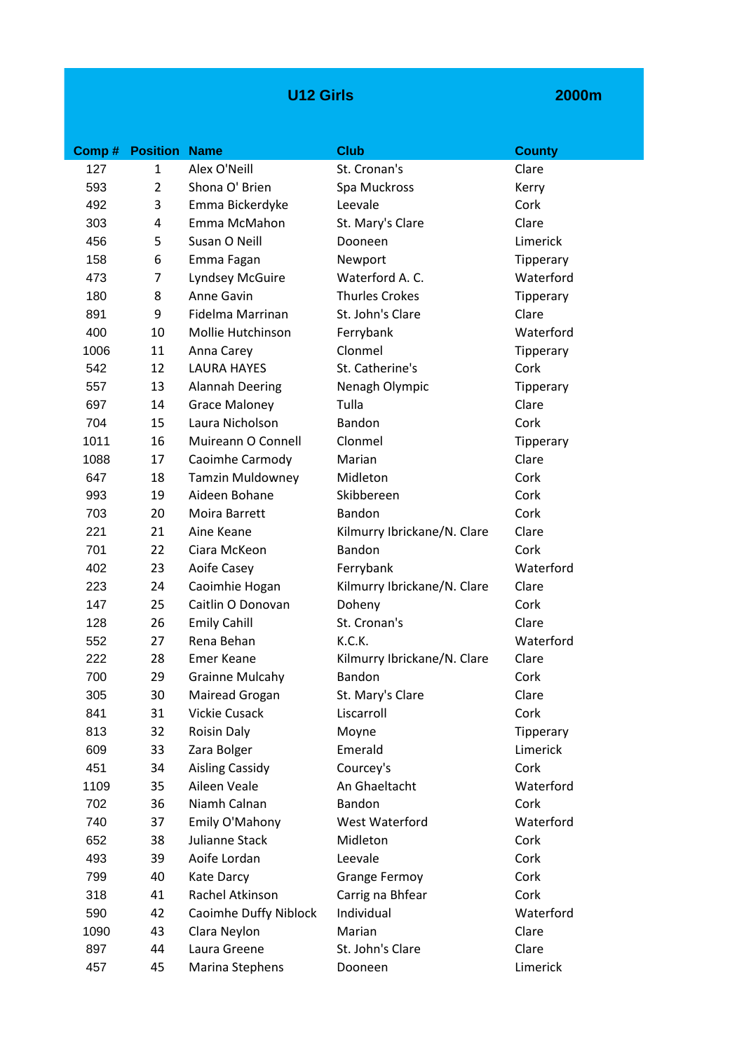## U12 Girls — 2000m

| Comp # | Position | Name | Club | County |
|---|---|---|---|---|
| 127 | 1 | Alex O'Neill | St. Cronan's | Clare |
| 593 | 2 | Shona O' Brien | Spa Muckross | Kerry |
| 492 | 3 | Emma Bickerdyke | Leevale | Cork |
| 303 | 4 | Emma McMahon | St. Mary's Clare | Clare |
| 456 | 5 | Susan O Neill | Dooneen | Limerick |
| 158 | 6 | Emma Fagan | Newport | Tipperary |
| 473 | 7 | Lyndsey McGuire | Waterford A. C. | Waterford |
| 180 | 8 | Anne Gavin | Thurles Crokes | Tipperary |
| 891 | 9 | Fidelma Marrinan | St. John's Clare | Clare |
| 400 | 10 | Mollie Hutchinson | Ferrybank | Waterford |
| 1006 | 11 | Anna Carey | Clonmel | Tipperary |
| 542 | 12 | LAURA HAYES | St. Catherine's | Cork |
| 557 | 13 | Alannah Deering | Nenagh Olympic | Tipperary |
| 697 | 14 | Grace Maloney | Tulla | Clare |
| 704 | 15 | Laura Nicholson | Bandon | Cork |
| 1011 | 16 | Muireann O Connell | Clonmel | Tipperary |
| 1088 | 17 | Caoimhe Carmody | Marian | Clare |
| 647 | 18 | Tamzin Muldowney | Midleton | Cork |
| 993 | 19 | Aideen Bohane | Skibbereen | Cork |
| 703 | 20 | Moira Barrett | Bandon | Cork |
| 221 | 21 | Aine Keane | Kilmurry Ibrickane/N. Clare | Clare |
| 701 | 22 | Ciara McKeon | Bandon | Cork |
| 402 | 23 | Aoife Casey | Ferrybank | Waterford |
| 223 | 24 | Caoimhie Hogan | Kilmurry Ibrickane/N. Clare | Clare |
| 147 | 25 | Caitlin O Donovan | Doheny | Cork |
| 128 | 26 | Emily Cahill | St. Cronan's | Clare |
| 552 | 27 | Rena Behan | K.C.K. | Waterford |
| 222 | 28 | Emer Keane | Kilmurry Ibrickane/N. Clare | Clare |
| 700 | 29 | Grainne Mulcahy | Bandon | Cork |
| 305 | 30 | Mairead Grogan | St. Mary's Clare | Clare |
| 841 | 31 | Vickie Cusack | Liscarroll | Cork |
| 813 | 32 | Roisin Daly | Moyne | Tipperary |
| 609 | 33 | Zara Bolger | Emerald | Limerick |
| 451 | 34 | Aisling Cassidy | Courcey's | Cork |
| 1109 | 35 | Aileen Veale | An Ghaeltacht | Waterford |
| 702 | 36 | Niamh Calnan | Bandon | Cork |
| 740 | 37 | Emily O'Mahony | West Waterford | Waterford |
| 652 | 38 | Julianne Stack | Midleton | Cork |
| 493 | 39 | Aoife Lordan | Leevale | Cork |
| 799 | 40 | Kate Darcy | Grange Fermoy | Cork |
| 318 | 41 | Rachel Atkinson | Carrig na Bhfear | Cork |
| 590 | 42 | Caoimhe Duffy Niblock | Individual | Waterford |
| 1090 | 43 | Clara Neylon | Marian | Clare |
| 897 | 44 | Laura Greene | St. John's Clare | Clare |
| 457 | 45 | Marina Stephens | Dooneen | Limerick |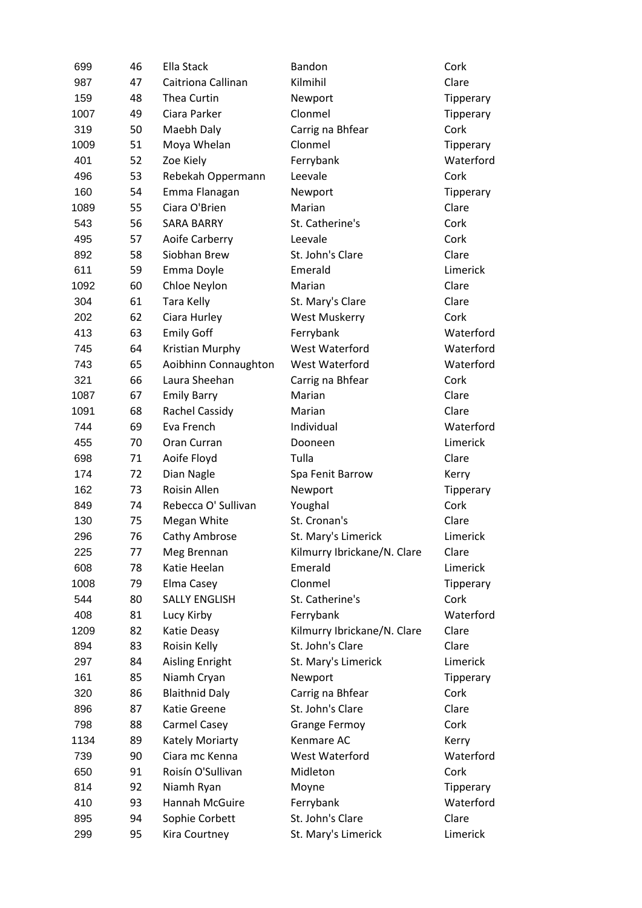| | | | | |
|---|---|---|---|---|
| 699 | 46 | Ella Stack | Bandon | Cork |
| 987 | 47 | Caitriona Callinan | Kilmihil | Clare |
| 159 | 48 | Thea Curtin | Newport | Tipperary |
| 1007 | 49 | Ciara Parker | Clonmel | Tipperary |
| 319 | 50 | Maebh Daly | Carrig na Bhfear | Cork |
| 1009 | 51 | Moya Whelan | Clonmel | Tipperary |
| 401 | 52 | Zoe Kiely | Ferrybank | Waterford |
| 496 | 53 | Rebekah Oppermann | Leevale | Cork |
| 160 | 54 | Emma Flanagan | Newport | Tipperary |
| 1089 | 55 | Ciara O'Brien | Marian | Clare |
| 543 | 56 | SARA BARRY | St. Catherine's | Cork |
| 495 | 57 | Aoife Carberry | Leevale | Cork |
| 892 | 58 | Siobhan Brew | St. John's Clare | Clare |
| 611 | 59 | Emma Doyle | Emerald | Limerick |
| 1092 | 60 | Chloe Neylon | Marian | Clare |
| 304 | 61 | Tara Kelly | St. Mary's Clare | Clare |
| 202 | 62 | Ciara Hurley | West Muskerry | Cork |
| 413 | 63 | Emily Goff | Ferrybank | Waterford |
| 745 | 64 | Kristian Murphy | West Waterford | Waterford |
| 743 | 65 | Aoibhinn Connaughton | West Waterford | Waterford |
| 321 | 66 | Laura Sheehan | Carrig na Bhfear | Cork |
| 1087 | 67 | Emily Barry | Marian | Clare |
| 1091 | 68 | Rachel Cassidy | Marian | Clare |
| 744 | 69 | Eva French | Individual | Waterford |
| 455 | 70 | Oran Curran | Dooneen | Limerick |
| 698 | 71 | Aoife Floyd | Tulla | Clare |
| 174 | 72 | Dian Nagle | Spa Fenit Barrow | Kerry |
| 162 | 73 | Roisin Allen | Newport | Tipperary |
| 849 | 74 | Rebecca O' Sullivan | Youghal | Cork |
| 130 | 75 | Megan White | St. Cronan's | Clare |
| 296 | 76 | Cathy Ambrose | St. Mary's Limerick | Limerick |
| 225 | 77 | Meg Brennan | Kilmurry Ibrickane/N. Clare | Clare |
| 608 | 78 | Katie Heelan | Emerald | Limerick |
| 1008 | 79 | Elma Casey | Clonmel | Tipperary |
| 544 | 80 | SALLY ENGLISH | St. Catherine's | Cork |
| 408 | 81 | Lucy Kirby | Ferrybank | Waterford |
| 1209 | 82 | Katie Deasy | Kilmurry Ibrickane/N. Clare | Clare |
| 894 | 83 | Roisin Kelly | St. John's Clare | Clare |
| 297 | 84 | Aisling Enright | St. Mary's Limerick | Limerick |
| 161 | 85 | Niamh Cryan | Newport | Tipperary |
| 320 | 86 | Blaithnid Daly | Carrig na Bhfear | Cork |
| 896 | 87 | Katie Greene | St. John's Clare | Clare |
| 798 | 88 | Carmel Casey | Grange Fermoy | Cork |
| 1134 | 89 | Kately Moriarty | Kenmare AC | Kerry |
| 739 | 90 | Ciara mc Kenna | West Waterford | Waterford |
| 650 | 91 | Roisín O'Sullivan | Midleton | Cork |
| 814 | 92 | Niamh Ryan | Moyne | Tipperary |
| 410 | 93 | Hannah McGuire | Ferrybank | Waterford |
| 895 | 94 | Sophie Corbett | St. John's Clare | Clare |
| 299 | 95 | Kira Courtney | St. Mary's Limerick | Limerick |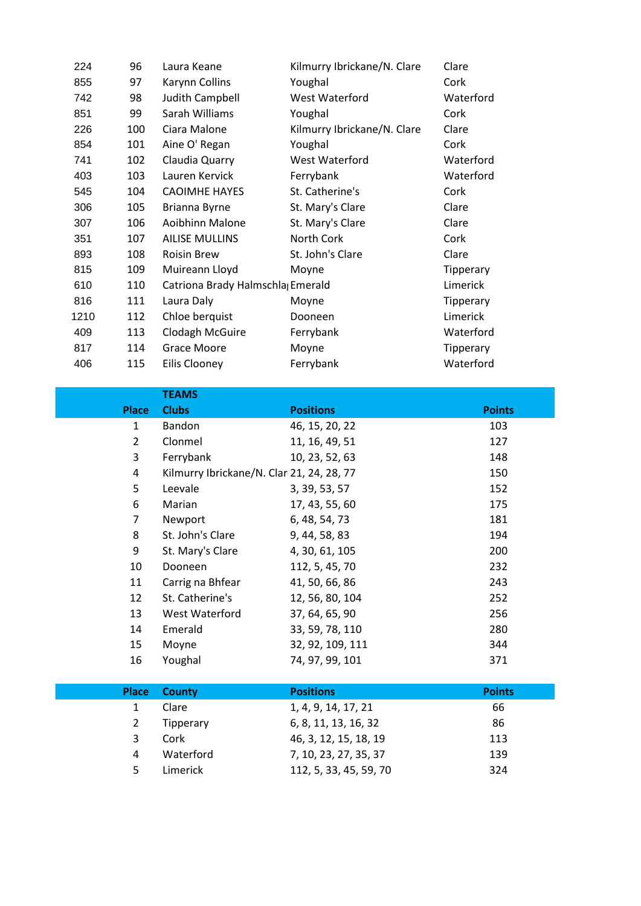| | | | | |
|---|---|---|---|---|
| 224 | 96 | Laura Keane | Kilmurry Ibrickane/N. Clare | Clare |
| 855 | 97 | Karynn Collins | Youghal | Cork |
| 742 | 98 | Judith Campbell | West Waterford | Waterford |
| 851 | 99 | Sarah Williams | Youghal | Cork |
| 226 | 100 | Ciara Malone | Kilmurry Ibrickane/N. Clare | Clare |
| 854 | 101 | Aine O' Regan | Youghal | Cork |
| 741 | 102 | Claudia Quarry | West Waterford | Waterford |
| 403 | 103 | Lauren Kervick | Ferrybank | Waterford |
| 545 | 104 | CAOIMHE HAYES | St. Catherine's | Cork |
| 306 | 105 | Brianna Byrne | St. Mary's Clare | Clare |
| 307 | 106 | Aoibhinn Malone | St. Mary's Clare | Clare |
| 351 | 107 | AILISE MULLINS | North Cork | Cork |
| 893 | 108 | Roisin Brew | St. John's Clare | Clare |
| 815 | 109 | Muireann Lloyd | Moyne | Tipperary |
| 610 | 110 | Catriona Brady Halmschla | Emerald | Limerick |
| 816 | 111 | Laura Daly | Moyne | Tipperary |
| 1210 | 112 | Chloe berquist | Dooneen | Limerick |
| 409 | 113 | Clodagh McGuire | Ferrybank | Waterford |
| 817 | 114 | Grace Moore | Moyne | Tipperary |
| 406 | 115 | Eilis Clooney | Ferrybank | Waterford |

**TEAMS**

| Place | Clubs | Positions | Points |
|---|---|---|---|
| 1 | Bandon | 46, 15, 20, 22 | 103 |
| 2 | Clonmel | 11, 16, 49, 51 | 127 |
| 3 | Ferrybank | 10, 23, 52, 63 | 148 |
| 4 | Kilmurry Ibrickane/N. Clar | 21, 24, 28, 77 | 150 |
| 5 | Leevale | 3, 39, 53, 57 | 152 |
| 6 | Marian | 17, 43, 55, 60 | 175 |
| 7 | Newport | 6, 48, 54, 73 | 181 |
| 8 | St. John's Clare | 9, 44, 58, 83 | 194 |
| 9 | St. Mary's Clare | 4, 30, 61, 105 | 200 |
| 10 | Dooneen | 112, 5, 45, 70 | 232 |
| 11 | Carrig na Bhfear | 41, 50, 66, 86 | 243 |
| 12 | St. Catherine's | 12, 56, 80, 104 | 252 |
| 13 | West Waterford | 37, 64, 65, 90 | 256 |
| 14 | Emerald | 33, 59, 78, 110 | 280 |
| 15 | Moyne | 32, 92, 109, 111 | 344 |
| 16 | Youghal | 74, 97, 99, 101 | 371 |

| Place | County | Positions | Points |
|---|---|---|---|
| 1 | Clare | 1, 4, 9, 14, 17, 21 | 66 |
| 2 | Tipperary | 6, 8, 11, 13, 16, 32 | 86 |
| 3 | Cork | 46, 3, 12, 15, 18, 19 | 113 |
| 4 | Waterford | 7, 10, 23, 27, 35, 37 | 139 |
| 5 | Limerick | 112, 5, 33, 45, 59, 70 | 324 |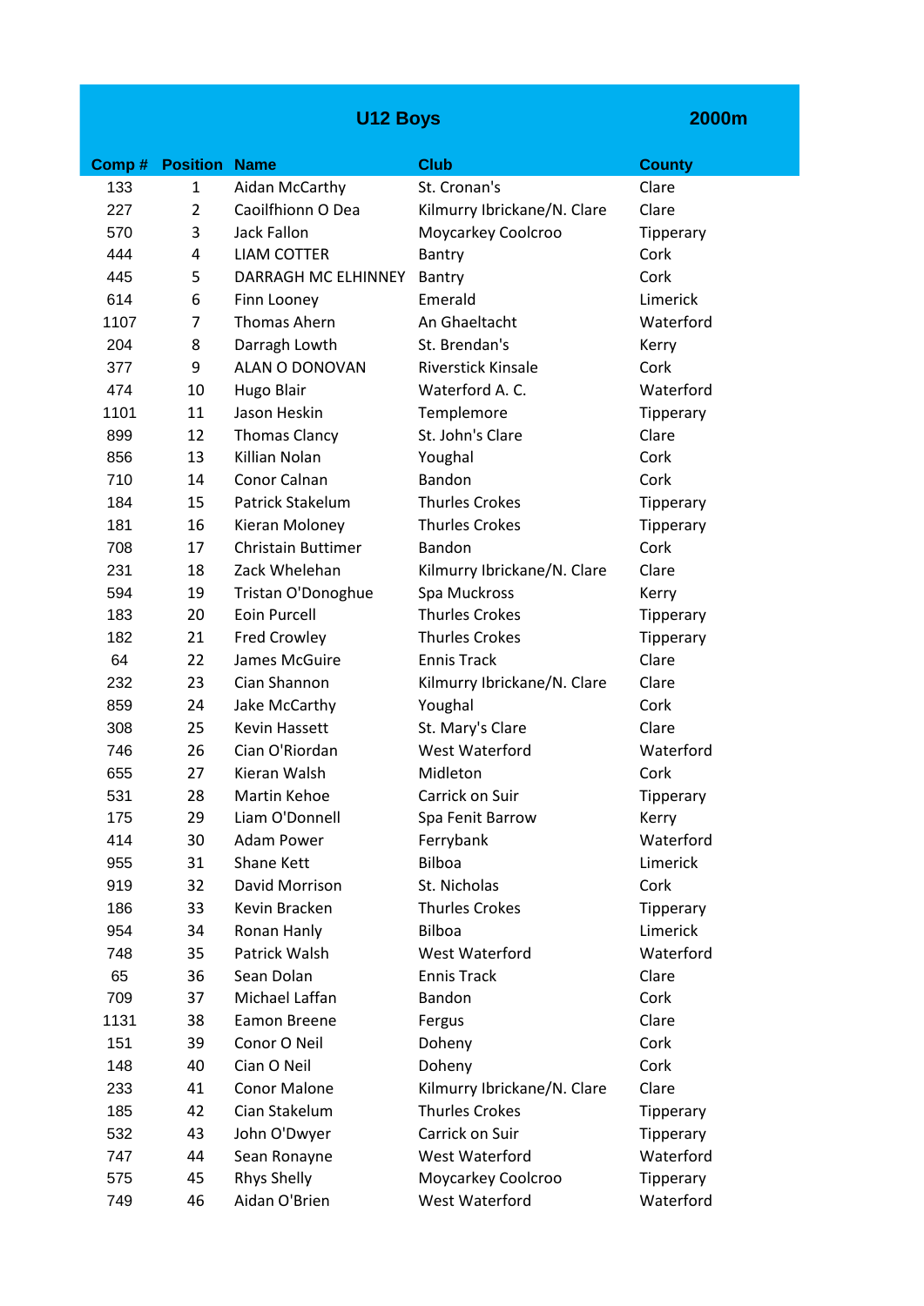| U12 Boys | | | | 2000m |
|---|---|---|---|---|
| **Comp #** | **Position** | **Name** | **Club** | **County** |
| 133 | 1 | Aidan McCarthy | St. Cronan's | Clare |
| 227 | 2 | Caoilfhionn O Dea | Kilmurry Ibrickane/N. Clare | Clare |
| 570 | 3 | Jack Fallon | Moycarkey Coolcroo | Tipperary |
| 444 | 4 | LIAM COTTER | Bantry | Cork |
| 445 | 5 | DARRAGH MC ELHINNEY | Bantry | Cork |
| 614 | 6 | Finn Looney | Emerald | Limerick |
| 1107 | 7 | Thomas Ahern | An Ghaeltacht | Waterford |
| 204 | 8 | Darragh Lowth | St. Brendan's | Kerry |
| 377 | 9 | ALAN O DONOVAN | Riverstick Kinsale | Cork |
| 474 | 10 | Hugo Blair | Waterford A. C. | Waterford |
| 1101 | 11 | Jason Heskin | Templemore | Tipperary |
| 899 | 12 | Thomas Clancy | St. John's Clare | Clare |
| 856 | 13 | Killian Nolan | Youghal | Cork |
| 710 | 14 | Conor Calnan | Bandon | Cork |
| 184 | 15 | Patrick Stakelum | Thurles Crokes | Tipperary |
| 181 | 16 | Kieran Moloney | Thurles Crokes | Tipperary |
| 708 | 17 | Christain Buttimer | Bandon | Cork |
| 231 | 18 | Zack Whelehan | Kilmurry Ibrickane/N. Clare | Clare |
| 594 | 19 | Tristan O'Donoghue | Spa Muckross | Kerry |
| 183 | 20 | Eoin Purcell | Thurles Crokes | Tipperary |
| 182 | 21 | Fred Crowley | Thurles Crokes | Tipperary |
| 64 | 22 | James McGuire | Ennis Track | Clare |
| 232 | 23 | Cian Shannon | Kilmurry Ibrickane/N. Clare | Clare |
| 859 | 24 | Jake McCarthy | Youghal | Cork |
| 308 | 25 | Kevin Hassett | St. Mary's Clare | Clare |
| 746 | 26 | Cian O'Riordan | West Waterford | Waterford |
| 655 | 27 | Kieran Walsh | Midleton | Cork |
| 531 | 28 | Martin Kehoe | Carrick on Suir | Tipperary |
| 175 | 29 | Liam O'Donnell | Spa Fenit Barrow | Kerry |
| 414 | 30 | Adam Power | Ferrybank | Waterford |
| 955 | 31 | Shane Kett | Bilboa | Limerick |
| 919 | 32 | David Morrison | St. Nicholas | Cork |
| 186 | 33 | Kevin Bracken | Thurles Crokes | Tipperary |
| 954 | 34 | Ronan Hanly | Bilboa | Limerick |
| 748 | 35 | Patrick Walsh | West Waterford | Waterford |
| 65 | 36 | Sean Dolan | Ennis Track | Clare |
| 709 | 37 | Michael Laffan | Bandon | Cork |
| 1131 | 38 | Eamon Breene | Fergus | Clare |
| 151 | 39 | Conor O Neil | Doheny | Cork |
| 148 | 40 | Cian O Neil | Doheny | Cork |
| 233 | 41 | Conor Malone | Kilmurry Ibrickane/N. Clare | Clare |
| 185 | 42 | Cian Stakelum | Thurles Crokes | Tipperary |
| 532 | 43 | John O'Dwyer | Carrick on Suir | Tipperary |
| 747 | 44 | Sean Ronayne | West Waterford | Waterford |
| 575 | 45 | Rhys Shelly | Moycarkey Coolcroo | Tipperary |
| 749 | 46 | Aidan O'Brien | West Waterford | Waterford |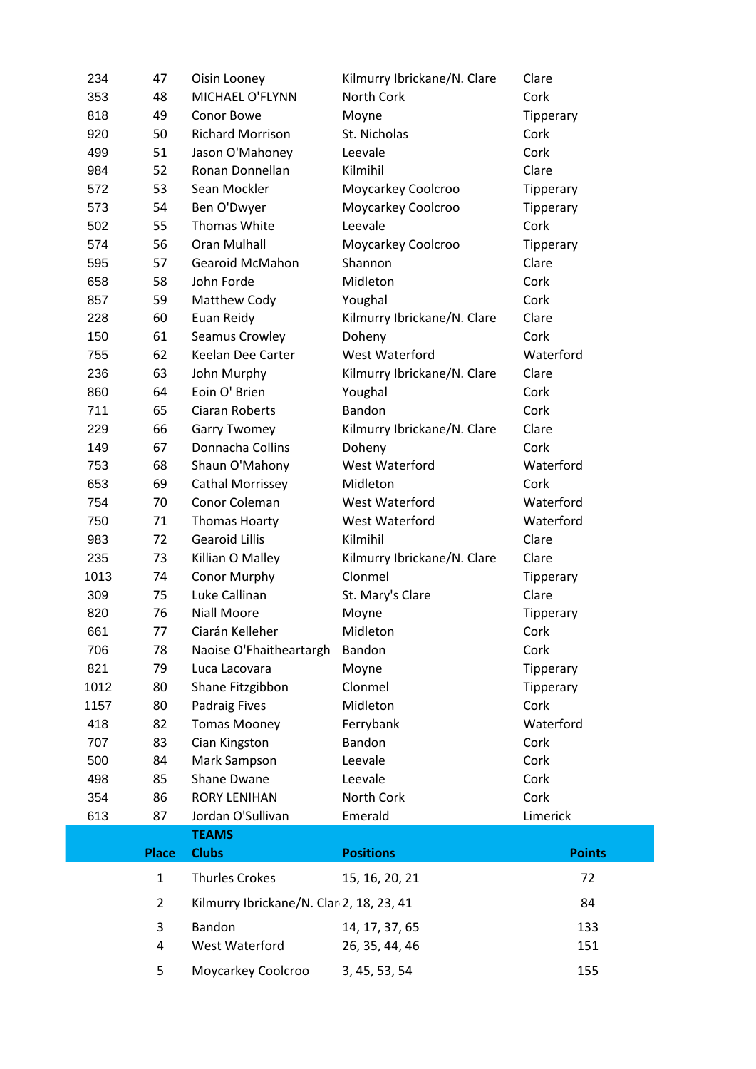| | | | | |
|---|---|---|---|---|
| 234 | 47 | Oisin Looney | Kilmurry Ibrickane/N. Clare | Clare |
| 353 | 48 | MICHAEL O'FLYNN | North Cork | Cork |
| 818 | 49 | Conor Bowe | Moyne | Tipperary |
| 920 | 50 | Richard Morrison | St. Nicholas | Cork |
| 499 | 51 | Jason O'Mahoney | Leevale | Cork |
| 984 | 52 | Ronan Donnellan | Kilmihil | Clare |
| 572 | 53 | Sean Mockler | Moycarkey Coolcroo | Tipperary |
| 573 | 54 | Ben O'Dwyer | Moycarkey Coolcroo | Tipperary |
| 502 | 55 | Thomas White | Leevale | Cork |
| 574 | 56 | Oran Mulhall | Moycarkey Coolcroo | Tipperary |
| 595 | 57 | Gearoid McMahon | Shannon | Clare |
| 658 | 58 | John Forde | Midleton | Cork |
| 857 | 59 | Matthew Cody | Youghal | Cork |
| 228 | 60 | Euan Reidy | Kilmurry Ibrickane/N. Clare | Clare |
| 150 | 61 | Seamus Crowley | Doheny | Cork |
| 755 | 62 | Keelan Dee Carter | West Waterford | Waterford |
| 236 | 63 | John Murphy | Kilmurry Ibrickane/N. Clare | Clare |
| 860 | 64 | Eoin O' Brien | Youghal | Cork |
| 711 | 65 | Ciaran Roberts | Bandon | Cork |
| 229 | 66 | Garry Twomey | Kilmurry Ibrickane/N. Clare | Clare |
| 149 | 67 | Donnacha Collins | Doheny | Cork |
| 753 | 68 | Shaun O'Mahony | West Waterford | Waterford |
| 653 | 69 | Cathal Morrissey | Midleton | Cork |
| 754 | 70 | Conor Coleman | West Waterford | Waterford |
| 750 | 71 | Thomas Hoarty | West Waterford | Waterford |
| 983 | 72 | Gearoid Lillis | Kilmihil | Clare |
| 235 | 73 | Killian O Malley | Kilmurry Ibrickane/N. Clare | Clare |
| 1013 | 74 | Conor Murphy | Clonmel | Tipperary |
| 309 | 75 | Luke Callinan | St. Mary's Clare | Clare |
| 820 | 76 | Niall Moore | Moyne | Tipperary |
| 661 | 77 | Ciarán Kelleher | Midleton | Cork |
| 706 | 78 | Naoise O'Fhaitheartargh | Bandon | Cork |
| 821 | 79 | Luca Lacovara | Moyne | Tipperary |
| 1012 | 80 | Shane Fitzgibbon | Clonmel | Tipperary |
| 1157 | 80 | Padraig Fives | Midleton | Cork |
| 418 | 82 | Tomas Mooney | Ferrybank | Waterford |
| 707 | 83 | Cian Kingston | Bandon | Cork |
| 500 | 84 | Mark Sampson | Leevale | Cork |
| 498 | 85 | Shane Dwane | Leevale | Cork |
| 354 | 86 | RORY LENIHAN | North Cork | Cork |
| 613 | 87 | Jordan O'Sullivan | Emerald | Limerick |

**TEAMS**

| Place | Clubs | Positions | Points |
|---|---|---|---|
| 1 | Thurles Crokes | 15, 16, 20, 21 | 72 |
| 2 | Kilmurry Ibrickane/N. Clar | 2, 18, 23, 41 | 84 |
| 3 | Bandon | 14, 17, 37, 65 | 133 |
| 4 | West Waterford | 26, 35, 44, 46 | 151 |
| 5 | Moycarkey Coolcroo | 3, 45, 53, 54 | 155 |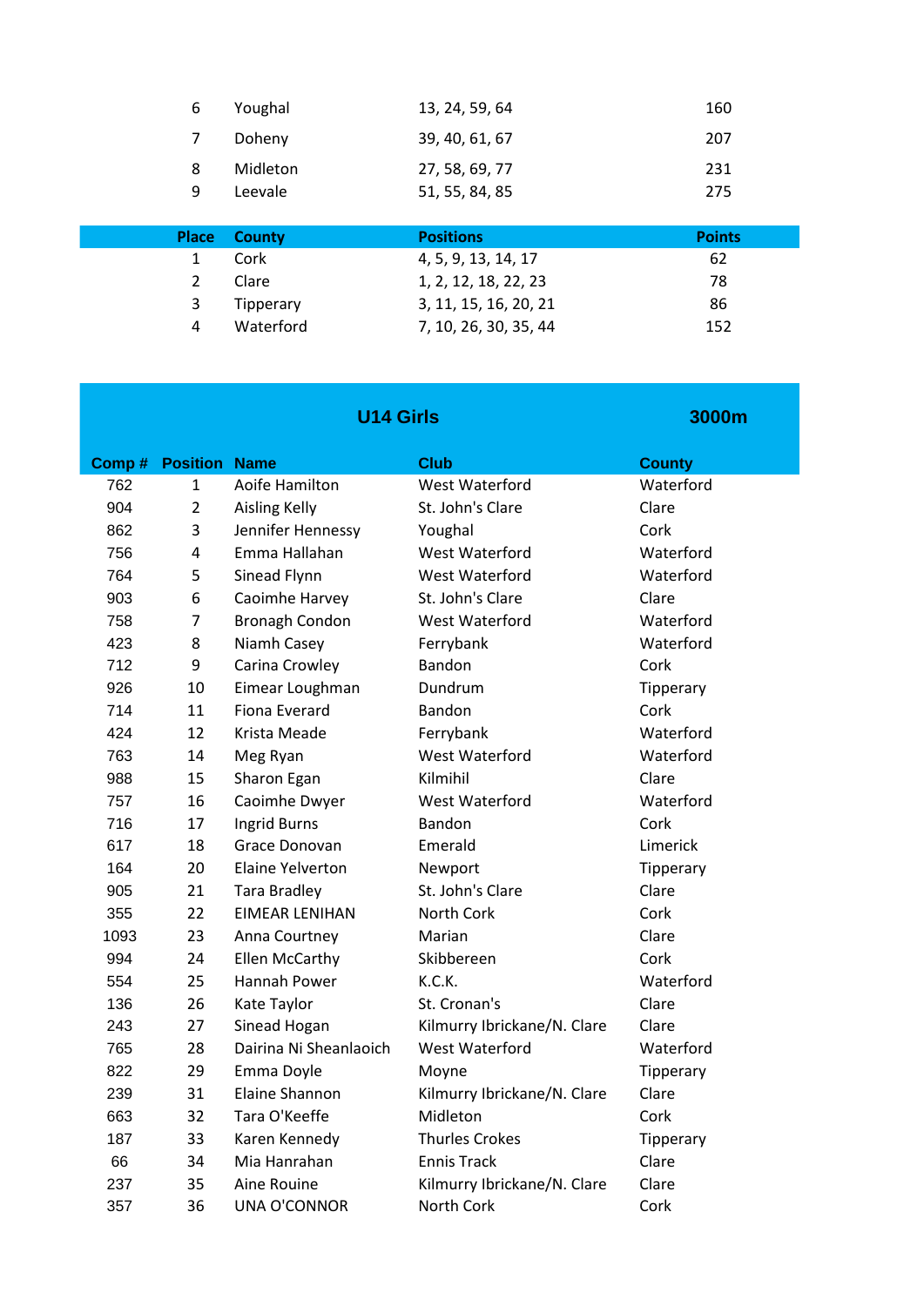| Place | Club | Positions | Points |
|---|---|---|---|
| 6 | Youghal | 13, 24, 59, 64 | 160 |
| 7 | Doheny | 39, 40, 61, 67 | 207 |
| 8 | Midleton | 27, 58, 69, 77 | 231 |
| 9 | Leevale | 51, 55, 84, 85 | 275 |

| Place | County | Positions | Points |
|---|---|---|---|
| 1 | Cork | 4, 5, 9, 13, 14, 17 | 62 |
| 2 | Clare | 1, 2, 12, 18, 22, 23 | 78 |
| 3 | Tipperary | 3, 11, 15, 16, 20, 21 | 86 |
| 4 | Waterford | 7, 10, 26, 30, 35, 44 | 152 |

## U14 Girls — 3000m

| Comp # | Position | Name | Club | County |
|---|---|---|---|---|
| 762 | 1 | Aoife Hamilton | West Waterford | Waterford |
| 904 | 2 | Aisling Kelly | St. John's Clare | Clare |
| 862 | 3 | Jennifer Hennessy | Youghal | Cork |
| 756 | 4 | Emma Hallahan | West Waterford | Waterford |
| 764 | 5 | Sinead Flynn | West Waterford | Waterford |
| 903 | 6 | Caoimhe Harvey | St. John's Clare | Clare |
| 758 | 7 | Bronagh Condon | West Waterford | Waterford |
| 423 | 8 | Niamh Casey | Ferrybank | Waterford |
| 712 | 9 | Carina Crowley | Bandon | Cork |
| 926 | 10 | Eimear Loughman | Dundrum | Tipperary |
| 714 | 11 | Fiona Everard | Bandon | Cork |
| 424 | 12 | Krista Meade | Ferrybank | Waterford |
| 763 | 14 | Meg Ryan | West Waterford | Waterford |
| 988 | 15 | Sharon Egan | Kilmihil | Clare |
| 757 | 16 | Caoimhe Dwyer | West Waterford | Waterford |
| 716 | 17 | Ingrid Burns | Bandon | Cork |
| 617 | 18 | Grace Donovan | Emerald | Limerick |
| 164 | 20 | Elaine Yelverton | Newport | Tipperary |
| 905 | 21 | Tara Bradley | St. John's Clare | Clare |
| 355 | 22 | EIMEAR LENIHAN | North Cork | Cork |
| 1093 | 23 | Anna Courtney | Marian | Clare |
| 994 | 24 | Ellen McCarthy | Skibbereen | Cork |
| 554 | 25 | Hannah Power | K.C.K. | Waterford |
| 136 | 26 | Kate Taylor | St. Cronan's | Clare |
| 243 | 27 | Sinead Hogan | Kilmurry Ibrickane/N. Clare | Clare |
| 765 | 28 | Dairina Ni Sheanlaoich | West Waterford | Waterford |
| 822 | 29 | Emma Doyle | Moyne | Tipperary |
| 239 | 31 | Elaine Shannon | Kilmurry Ibrickane/N. Clare | Clare |
| 663 | 32 | Tara O'Keeffe | Midleton | Cork |
| 187 | 33 | Karen Kennedy | Thurles Crokes | Tipperary |
| 66 | 34 | Mia Hanrahan | Ennis Track | Clare |
| 237 | 35 | Aine Rouine | Kilmurry Ibrickane/N. Clare | Clare |
| 357 | 36 | UNA O'CONNOR | North Cork | Cork |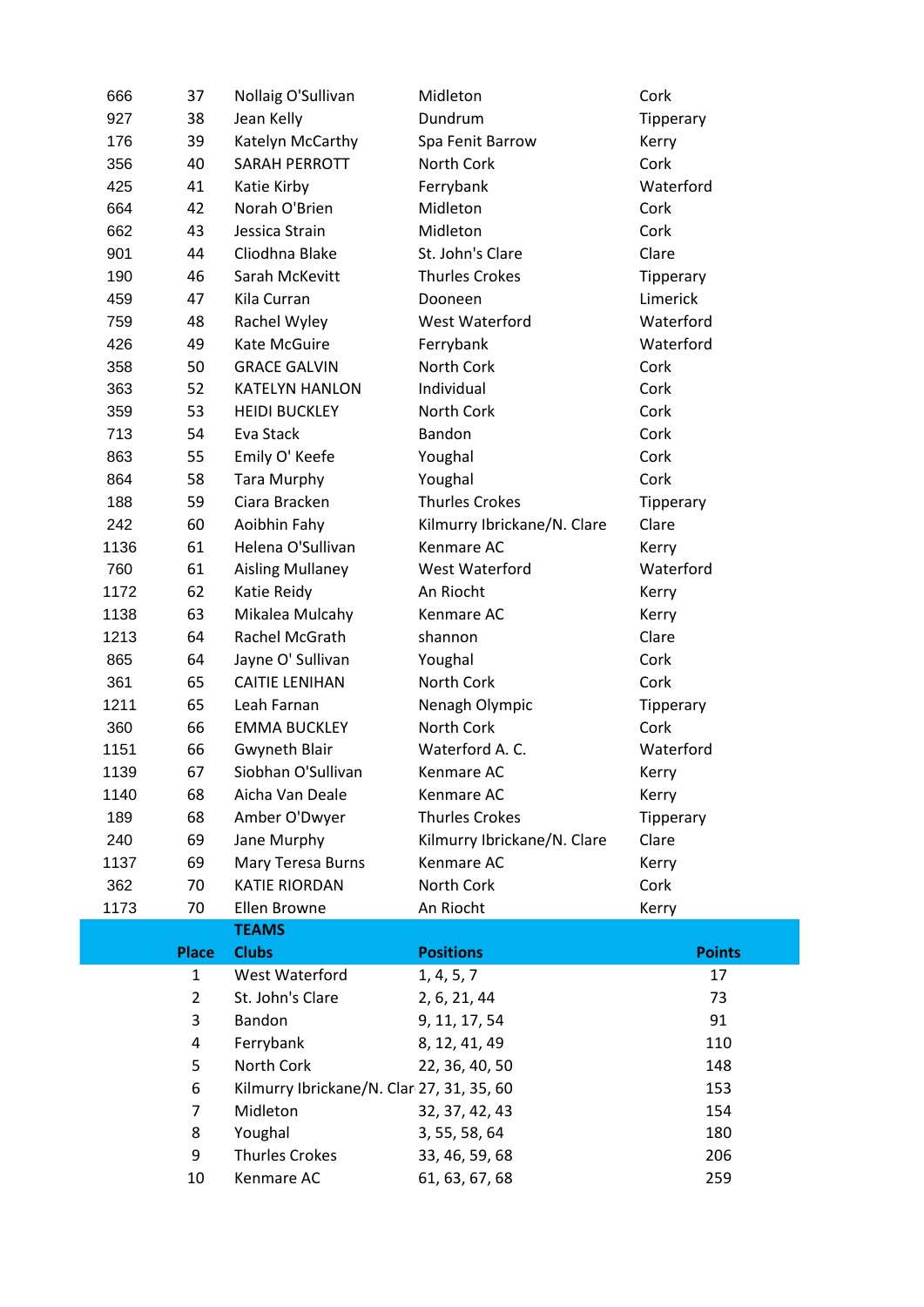| | | | | |
|---|---|---|---|---|
| 666 | 37 | Nollaig O'Sullivan | Midleton | Cork |
| 927 | 38 | Jean Kelly | Dundrum | Tipperary |
| 176 | 39 | Katelyn McCarthy | Spa Fenit Barrow | Kerry |
| 356 | 40 | SARAH PERROTT | North Cork | Cork |
| 425 | 41 | Katie Kirby | Ferrybank | Waterford |
| 664 | 42 | Norah O'Brien | Midleton | Cork |
| 662 | 43 | Jessica Strain | Midleton | Cork |
| 901 | 44 | Cliodhna Blake | St. John's Clare | Clare |
| 190 | 46 | Sarah McKevitt | Thurles Crokes | Tipperary |
| 459 | 47 | Kila Curran | Dooneen | Limerick |
| 759 | 48 | Rachel Wyley | West Waterford | Waterford |
| 426 | 49 | Kate McGuire | Ferrybank | Waterford |
| 358 | 50 | GRACE GALVIN | North Cork | Cork |
| 363 | 52 | KATELYN HANLON | Individual | Cork |
| 359 | 53 | HEIDI BUCKLEY | North Cork | Cork |
| 713 | 54 | Eva Stack | Bandon | Cork |
| 863 | 55 | Emily O' Keefe | Youghal | Cork |
| 864 | 58 | Tara Murphy | Youghal | Cork |
| 188 | 59 | Ciara Bracken | Thurles Crokes | Tipperary |
| 242 | 60 | Aoibhin Fahy | Kilmurry Ibrickane/N. Clare | Clare |
| 1136 | 61 | Helena O'Sullivan | Kenmare AC | Kerry |
| 760 | 61 | Aisling Mullaney | West Waterford | Waterford |
| 1172 | 62 | Katie Reidy | An Riocht | Kerry |
| 1138 | 63 | Mikalea Mulcahy | Kenmare AC | Kerry |
| 1213 | 64 | Rachel McGrath | shannon | Clare |
| 865 | 64 | Jayne O' Sullivan | Youghal | Cork |
| 361 | 65 | CAITIE LENIHAN | North Cork | Cork |
| 1211 | 65 | Leah Farnan | Nenagh Olympic | Tipperary |
| 360 | 66 | EMMA BUCKLEY | North Cork | Cork |
| 1151 | 66 | Gwyneth Blair | Waterford A. C. | Waterford |
| 1139 | 67 | Siobhan O'Sullivan | Kenmare AC | Kerry |
| 1140 | 68 | Aicha Van Deale | Kenmare AC | Kerry |
| 189 | 68 | Amber O'Dwyer | Thurles Crokes | Tipperary |
| 240 | 69 | Jane Murphy | Kilmurry Ibrickane/N. Clare | Clare |
| 1137 | 69 | Mary Teresa Burns | Kenmare AC | Kerry |
| 362 | 70 | KATIE RIORDAN | North Cork | Cork |
| 1173 | 70 | Ellen Browne | An Riocht | Kerry |

**TEAMS**

| Place | Clubs | Positions | Points |
|---|---|---|---|
| 1 | West Waterford | 1, 4, 5, 7 | 17 |
| 2 | St. John's Clare | 2, 6, 21, 44 | 73 |
| 3 | Bandon | 9, 11, 17, 54 | 91 |
| 4 | Ferrybank | 8, 12, 41, 49 | 110 |
| 5 | North Cork | 22, 36, 40, 50 | 148 |
| 6 | Kilmurry Ibrickane/N. Clar | 27, 31, 35, 60 | 153 |
| 7 | Midleton | 32, 37, 42, 43 | 154 |
| 8 | Youghal | 3, 55, 58, 64 | 180 |
| 9 | Thurles Crokes | 33, 46, 59, 68 | 206 |
| 10 | Kenmare AC | 61, 63, 67, 68 | 259 |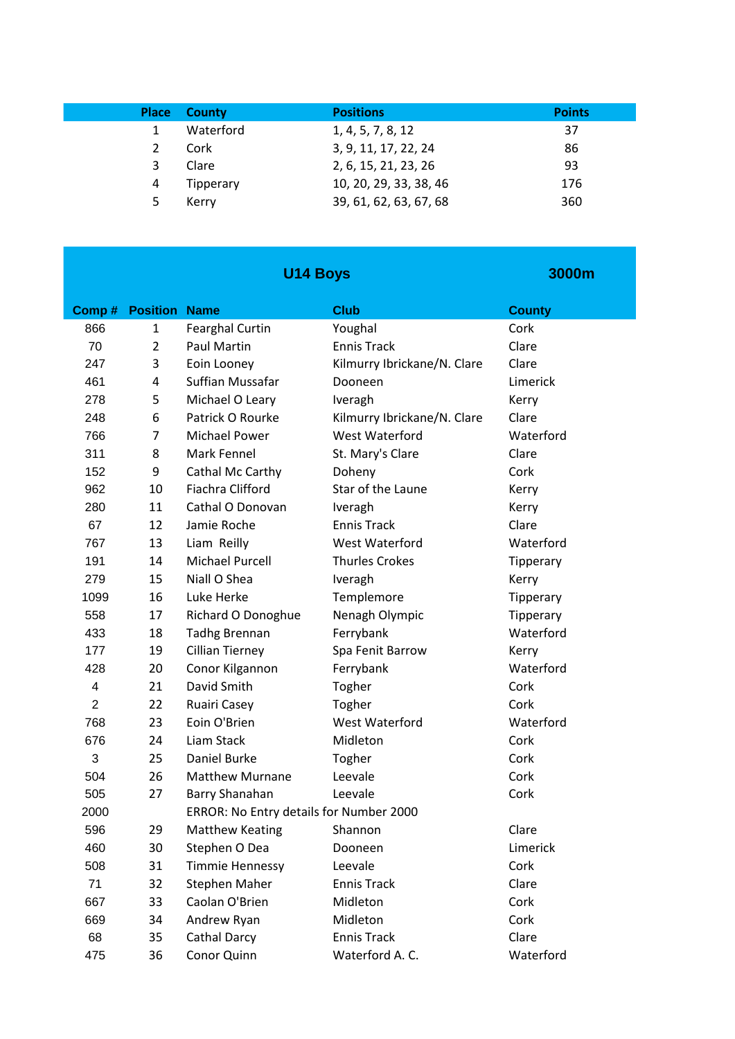| Place | County | Positions | Points |
|---|---|---|---|
| 1 | Waterford | 1, 4, 5, 7, 8, 12 | 37 |
| 2 | Cork | 3, 9, 11, 17, 22, 24 | 86 |
| 3 | Clare | 2, 6, 15, 21, 23, 26 | 93 |
| 4 | Tipperary | 10, 20, 29, 33, 38, 46 | 176 |
| 5 | Kerry | 39, 61, 62, 63, 67, 68 | 360 |

## U14 Boys 3000m

| Comp # | Position | Name | Club | County |
|---|---|---|---|---|
| 866 | 1 | Fearghal Curtin | Youghal | Cork |
| 70 | 2 | Paul Martin | Ennis Track | Clare |
| 247 | 3 | Eoin Looney | Kilmurry Ibrickane/N. Clare | Clare |
| 461 | 4 | Suffian Mussafar | Dooneen | Limerick |
| 278 | 5 | Michael O Leary | Iveragh | Kerry |
| 248 | 6 | Patrick O Rourke | Kilmurry Ibrickane/N. Clare | Clare |
| 766 | 7 | Michael Power | West Waterford | Waterford |
| 311 | 8 | Mark Fennel | St. Mary's Clare | Clare |
| 152 | 9 | Cathal Mc Carthy | Doheny | Cork |
| 962 | 10 | Fiachra Clifford | Star of the Laune | Kerry |
| 280 | 11 | Cathal O Donovan | Iveragh | Kerry |
| 67 | 12 | Jamie Roche | Ennis Track | Clare |
| 767 | 13 | Liam Reilly | West Waterford | Waterford |
| 191 | 14 | Michael Purcell | Thurles Crokes | Tipperary |
| 279 | 15 | Niall O Shea | Iveragh | Kerry |
| 1099 | 16 | Luke Herke | Templemore | Tipperary |
| 558 | 17 | Richard O Donoghue | Nenagh Olympic | Tipperary |
| 433 | 18 | Tadhg Brennan | Ferrybank | Waterford |
| 177 | 19 | Cillian Tierney | Spa Fenit Barrow | Kerry |
| 428 | 20 | Conor Kilgannon | Ferrybank | Waterford |
| 4 | 21 | David Smith | Togher | Cork |
| 2 | 22 | Ruairi Casey | Togher | Cork |
| 768 | 23 | Eoin O'Brien | West Waterford | Waterford |
| 676 | 24 | Liam Stack | Midleton | Cork |
| 3 | 25 | Daniel Burke | Togher | Cork |
| 504 | 26 | Matthew Murnane | Leevale | Cork |
| 505 | 27 | Barry Shanahan | Leevale | Cork |
| 2000 | | ERROR: No Entry details for Number 2000 | | |
| 596 | 29 | Matthew Keating | Shannon | Clare |
| 460 | 30 | Stephen O Dea | Dooneen | Limerick |
| 508 | 31 | Timmie Hennessy | Leevale | Cork |
| 71 | 32 | Stephen Maher | Ennis Track | Clare |
| 667 | 33 | Caolan O'Brien | Midleton | Cork |
| 669 | 34 | Andrew Ryan | Midleton | Cork |
| 68 | 35 | Cathal Darcy | Ennis Track | Clare |
| 475 | 36 | Conor Quinn | Waterford A. C. | Waterford |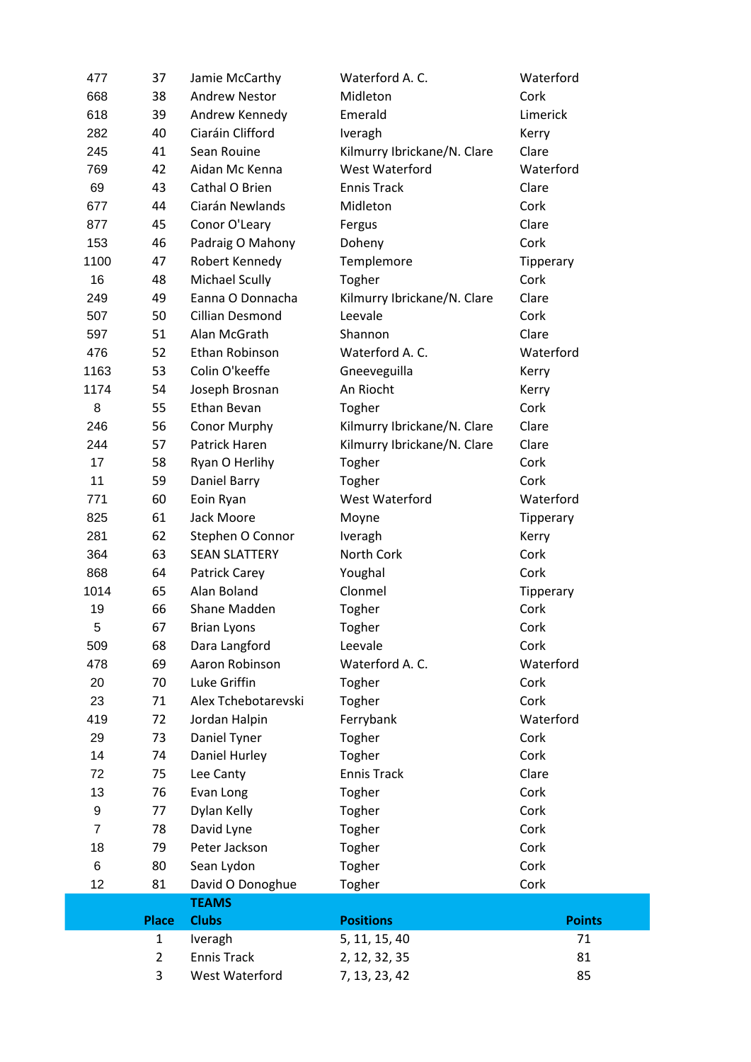| | | | | |
|---|---|---|---|---|
| 477 | 37 | Jamie McCarthy | Waterford A. C. | Waterford |
| 668 | 38 | Andrew Nestor | Midleton | Cork |
| 618 | 39 | Andrew Kennedy | Emerald | Limerick |
| 282 | 40 | Ciaráin Clifford | Iveragh | Kerry |
| 245 | 41 | Sean Rouine | Kilmurry Ibrickane/N. Clare | Clare |
| 769 | 42 | Aidan Mc Kenna | West Waterford | Waterford |
| 69 | 43 | Cathal O Brien | Ennis Track | Clare |
| 677 | 44 | Ciarán Newlands | Midleton | Cork |
| 877 | 45 | Conor O'Leary | Fergus | Clare |
| 153 | 46 | Padraig O Mahony | Doheny | Cork |
| 1100 | 47 | Robert Kennedy | Templemore | Tipperary |
| 16 | 48 | Michael Scully | Togher | Cork |
| 249 | 49 | Eanna O Donnacha | Kilmurry Ibrickane/N. Clare | Clare |
| 507 | 50 | Cillian Desmond | Leevale | Cork |
| 597 | 51 | Alan McGrath | Shannon | Clare |
| 476 | 52 | Ethan Robinson | Waterford A. C. | Waterford |
| 1163 | 53 | Colin O'keeffe | Gneeveguilla | Kerry |
| 1174 | 54 | Joseph Brosnan | An Riocht | Kerry |
| 8 | 55 | Ethan Bevan | Togher | Cork |
| 246 | 56 | Conor Murphy | Kilmurry Ibrickane/N. Clare | Clare |
| 244 | 57 | Patrick Haren | Kilmurry Ibrickane/N. Clare | Clare |
| 17 | 58 | Ryan O Herlihy | Togher | Cork |
| 11 | 59 | Daniel Barry | Togher | Cork |
| 771 | 60 | Eoin Ryan | West Waterford | Waterford |
| 825 | 61 | Jack Moore | Moyne | Tipperary |
| 281 | 62 | Stephen O Connor | Iveragh | Kerry |
| 364 | 63 | SEAN SLATTERY | North Cork | Cork |
| 868 | 64 | Patrick Carey | Youghal | Cork |
| 1014 | 65 | Alan Boland | Clonmel | Tipperary |
| 19 | 66 | Shane Madden | Togher | Cork |
| 5 | 67 | Brian Lyons | Togher | Cork |
| 509 | 68 | Dara Langford | Leevale | Cork |
| 478 | 69 | Aaron Robinson | Waterford A. C. | Waterford |
| 20 | 70 | Luke Griffin | Togher | Cork |
| 23 | 71 | Alex Tchebotarevski | Togher | Cork |
| 419 | 72 | Jordan Halpin | Ferrybank | Waterford |
| 29 | 73 | Daniel Tyner | Togher | Cork |
| 14 | 74 | Daniel Hurley | Togher | Cork |
| 72 | 75 | Lee Canty | Ennis Track | Clare |
| 13 | 76 | Evan Long | Togher | Cork |
| 9 | 77 | Dylan Kelly | Togher | Cork |
| 7 | 78 | David Lyne | Togher | Cork |
| 18 | 79 | Peter Jackson | Togher | Cork |
| 6 | 80 | Sean Lydon | Togher | Cork |
| 12 | 81 | David O Donoghue | Togher | Cork |

**TEAMS**

| Place | Clubs | Positions | Points |
|---|---|---|---|
| 1 | Iveragh | 5, 11, 15, 40 | 71 |
| 2 | Ennis Track | 2, 12, 32, 35 | 81 |
| 3 | West Waterford | 7, 13, 23, 42 | 85 |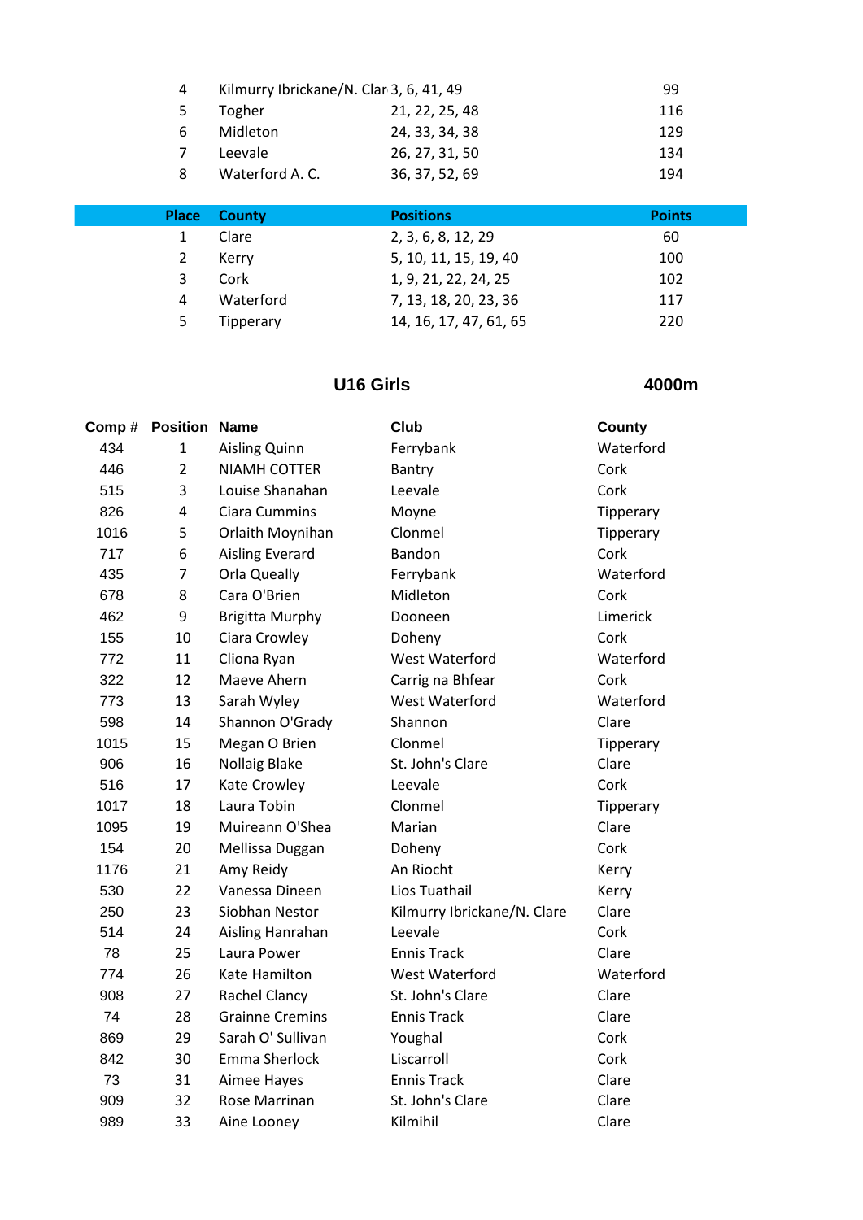| | | | |
|---|---|---|---|
| 4 | Kilmurry Ibrickane/N. Clar | 3, 6, 41, 49 | 99 |
| 5 | Togher | 21, 22, 25, 48 | 116 |
| 6 | Midleton | 24, 33, 34, 38 | 129 |
| 7 | Leevale | 26, 27, 31, 50 | 134 |
| 8 | Waterford A. C. | 36, 37, 52, 69 | 194 |

| Place | County | Positions | Points |
|---|---|---|---|
| 1 | Clare | 2, 3, 6, 8, 12, 29 | 60 |
| 2 | Kerry | 5, 10, 11, 15, 19, 40 | 100 |
| 3 | Cork | 1, 9, 21, 22, 24, 25 | 102 |
| 4 | Waterford | 7, 13, 18, 20, 23, 36 | 117 |
| 5 | Tipperary | 14, 16, 17, 47, 61, 65 | 220 |

## U16 Girls 4000m

| Comp # | Position | Name | Club | County |
|---|---|---|---|---|
| 434 | 1 | Aisling Quinn | Ferrybank | Waterford |
| 446 | 2 | NIAMH COTTER | Bantry | Cork |
| 515 | 3 | Louise Shanahan | Leevale | Cork |
| 826 | 4 | Ciara Cummins | Moyne | Tipperary |
| 1016 | 5 | Orlaith Moynihan | Clonmel | Tipperary |
| 717 | 6 | Aisling Everard | Bandon | Cork |
| 435 | 7 | Orla Queally | Ferrybank | Waterford |
| 678 | 8 | Cara O'Brien | Midleton | Cork |
| 462 | 9 | Brigitta Murphy | Dooneen | Limerick |
| 155 | 10 | Ciara Crowley | Doheny | Cork |
| 772 | 11 | Cliona Ryan | West Waterford | Waterford |
| 322 | 12 | Maeve Ahern | Carrig na Bhfear | Cork |
| 773 | 13 | Sarah Wyley | West Waterford | Waterford |
| 598 | 14 | Shannon O'Grady | Shannon | Clare |
| 1015 | 15 | Megan O Brien | Clonmel | Tipperary |
| 906 | 16 | Nollaig Blake | St. John's Clare | Clare |
| 516 | 17 | Kate Crowley | Leevale | Cork |
| 1017 | 18 | Laura Tobin | Clonmel | Tipperary |
| 1095 | 19 | Muireann O'Shea | Marian | Clare |
| 154 | 20 | Mellissa Duggan | Doheny | Cork |
| 1176 | 21 | Amy Reidy | An Riocht | Kerry |
| 530 | 22 | Vanessa Dineen | Lios Tuathail | Kerry |
| 250 | 23 | Siobhan Nestor | Kilmurry Ibrickane/N. Clare | Clare |
| 514 | 24 | Aisling Hanrahan | Leevale | Cork |
| 78 | 25 | Laura Power | Ennis Track | Clare |
| 774 | 26 | Kate Hamilton | West Waterford | Waterford |
| 908 | 27 | Rachel Clancy | St. John's Clare | Clare |
| 74 | 28 | Grainne Cremins | Ennis Track | Clare |
| 869 | 29 | Sarah O' Sullivan | Youghal | Cork |
| 842 | 30 | Emma Sherlock | Liscarroll | Cork |
| 73 | 31 | Aimee Hayes | Ennis Track | Clare |
| 909 | 32 | Rose Marrinan | St. John's Clare | Clare |
| 989 | 33 | Aine Looney | Kilmihil | Clare |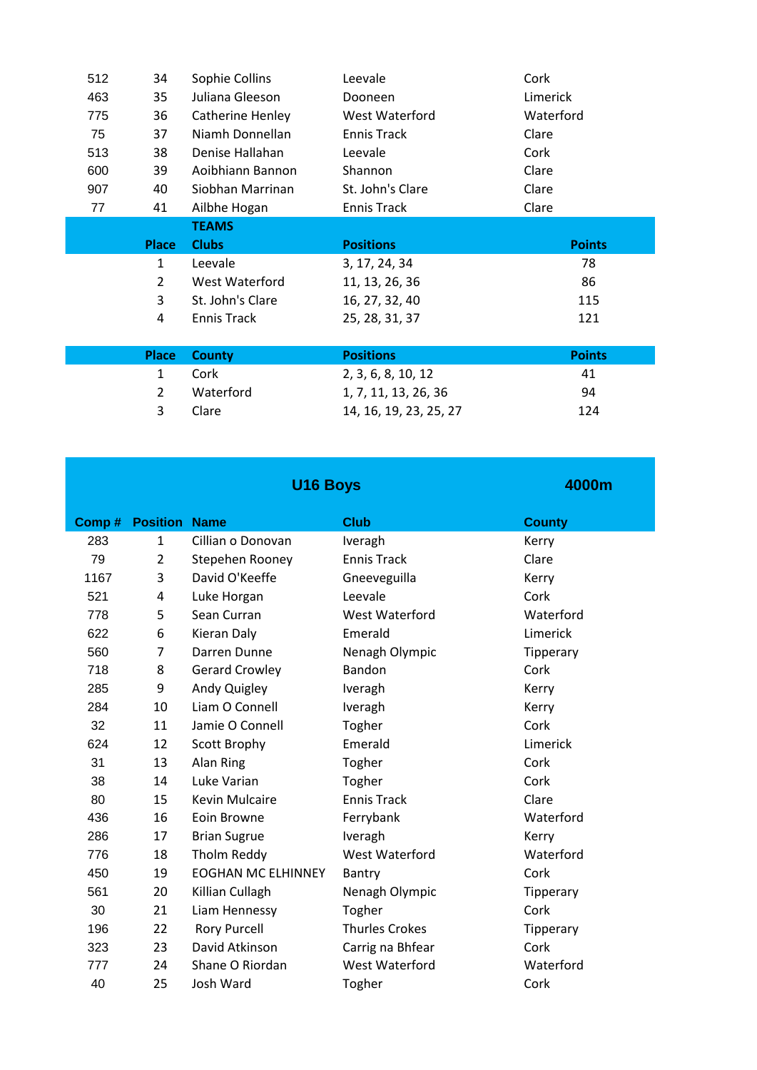| | | | | |
|---|---|---|---|---|
| 512 | 34 | Sophie Collins | Leevale | Cork |
| 463 | 35 | Juliana Gleeson | Dooneen | Limerick |
| 775 | 36 | Catherine Henley | West Waterford | Waterford |
| 75 | 37 | Niamh Donnellan | Ennis Track | Clare |
| 513 | 38 | Denise Hallahan | Leevale | Cork |
| 600 | 39 | Aoibhiann Bannon | Shannon | Clare |
| 907 | 40 | Siobhan Marrinan | St. John's Clare | Clare |
| 77 | 41 | Ailbhe Hogan | Ennis Track | Clare |

**TEAMS**

| Place | Clubs | Positions | Points |
|---|---|---|---|
| 1 | Leevale | 3, 17, 24, 34 | 78 |
| 2 | West Waterford | 11, 13, 26, 36 | 86 |
| 3 | St. John's Clare | 16, 27, 32, 40 | 115 |
| 4 | Ennis Track | 25, 28, 31, 37 | 121 |

| Place | County | Positions | Points |
|---|---|---|---|
| 1 | Cork | 2, 3, 6, 8, 10, 12 | 41 |
| 2 | Waterford | 1, 7, 11, 13, 26, 36 | 94 |
| 3 | Clare | 14, 16, 19, 23, 25, 27 | 124 |

## U16 Boys — 4000m

| Comp # | Position | Name | Club | County |
|---|---|---|---|---|
| 283 | 1 | Cillian o Donovan | Iveragh | Kerry |
| 79 | 2 | Stepehen Rooney | Ennis Track | Clare |
| 1167 | 3 | David O'Keeffe | Gneeveguilla | Kerry |
| 521 | 4 | Luke Horgan | Leevale | Cork |
| 778 | 5 | Sean Curran | West Waterford | Waterford |
| 622 | 6 | Kieran Daly | Emerald | Limerick |
| 560 | 7 | Darren Dunne | Nenagh Olympic | Tipperary |
| 718 | 8 | Gerard Crowley | Bandon | Cork |
| 285 | 9 | Andy Quigley | Iveragh | Kerry |
| 284 | 10 | Liam O Connell | Iveragh | Kerry |
| 32 | 11 | Jamie O Connell | Togher | Cork |
| 624 | 12 | Scott Brophy | Emerald | Limerick |
| 31 | 13 | Alan Ring | Togher | Cork |
| 38 | 14 | Luke Varian | Togher | Cork |
| 80 | 15 | Kevin Mulcaire | Ennis Track | Clare |
| 436 | 16 | Eoin Browne | Ferrybank | Waterford |
| 286 | 17 | Brian Sugrue | Iveragh | Kerry |
| 776 | 18 | Tholm Reddy | West Waterford | Waterford |
| 450 | 19 | EOGHAN MC ELHINNEY | Bantry | Cork |
| 561 | 20 | Killian Cullagh | Nenagh Olympic | Tipperary |
| 30 | 21 | Liam Hennessy | Togher | Cork |
| 196 | 22 | Rory Purcell | Thurles Crokes | Tipperary |
| 323 | 23 | David Atkinson | Carrig na Bhfear | Cork |
| 777 | 24 | Shane O Riordan | West Waterford | Waterford |
| 40 | 25 | Josh Ward | Togher | Cork |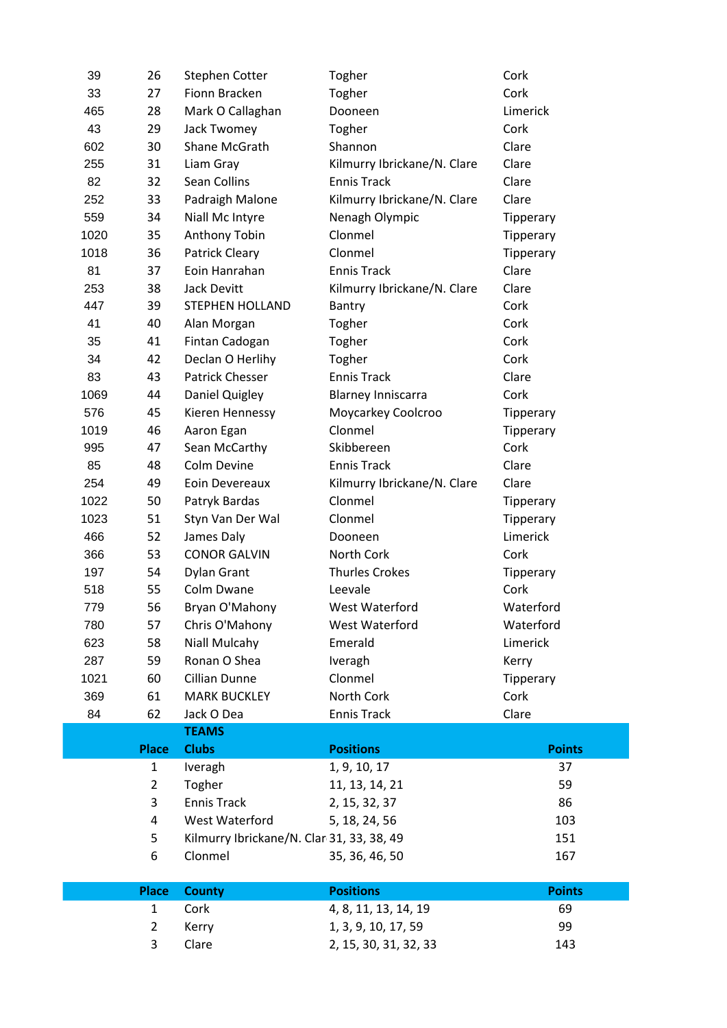| | | | | |
|---|---|---|---|---|
| 39 | 26 | Stephen Cotter | Togher | Cork |
| 33 | 27 | Fionn Bracken | Togher | Cork |
| 465 | 28 | Mark O Callaghan | Dooneen | Limerick |
| 43 | 29 | Jack Twomey | Togher | Cork |
| 602 | 30 | Shane McGrath | Shannon | Clare |
| 255 | 31 | Liam Gray | Kilmurry Ibrickane/N. Clare | Clare |
| 82 | 32 | Sean Collins | Ennis Track | Clare |
| 252 | 33 | Padraigh Malone | Kilmurry Ibrickane/N. Clare | Clare |
| 559 | 34 | Niall Mc Intyre | Nenagh Olympic | Tipperary |
| 1020 | 35 | Anthony Tobin | Clonmel | Tipperary |
| 1018 | 36 | Patrick Cleary | Clonmel | Tipperary |
| 81 | 37 | Eoin Hanrahan | Ennis Track | Clare |
| 253 | 38 | Jack Devitt | Kilmurry Ibrickane/N. Clare | Clare |
| 447 | 39 | STEPHEN HOLLAND | Bantry | Cork |
| 41 | 40 | Alan Morgan | Togher | Cork |
| 35 | 41 | Fintan Cadogan | Togher | Cork |
| 34 | 42 | Declan O Herlihy | Togher | Cork |
| 83 | 43 | Patrick Chesser | Ennis Track | Clare |
| 1069 | 44 | Daniel Quigley | Blarney Inniscarra | Cork |
| 576 | 45 | Kieren Hennessy | Moycarkey Coolcroo | Tipperary |
| 1019 | 46 | Aaron Egan | Clonmel | Tipperary |
| 995 | 47 | Sean McCarthy | Skibbereen | Cork |
| 85 | 48 | Colm Devine | Ennis Track | Clare |
| 254 | 49 | Eoin Devereaux | Kilmurry Ibrickane/N. Clare | Clare |
| 1022 | 50 | Patryk Bardas | Clonmel | Tipperary |
| 1023 | 51 | Styn Van Der Wal | Clonmel | Tipperary |
| 466 | 52 | James Daly | Dooneen | Limerick |
| 366 | 53 | CONOR GALVIN | North Cork | Cork |
| 197 | 54 | Dylan Grant | Thurles Crokes | Tipperary |
| 518 | 55 | Colm Dwane | Leevale | Cork |
| 779 | 56 | Bryan O'Mahony | West Waterford | Waterford |
| 780 | 57 | Chris O'Mahony | West Waterford | Waterford |
| 623 | 58 | Niall Mulcahy | Emerald | Limerick |
| 287 | 59 | Ronan O Shea | Iveragh | Kerry |
| 1021 | 60 | Cillian Dunne | Clonmel | Tipperary |
| 369 | 61 | MARK BUCKLEY | North Cork | Cork |
| 84 | 62 | Jack O Dea | Ennis Track | Clare |

**TEAMS**

| Place | Clubs | Positions | Points |
|---|---|---|---|
| 1 | Iveragh | 1, 9, 10, 17 | 37 |
| 2 | Togher | 11, 13, 14, 21 | 59 |
| 3 | Ennis Track | 2, 15, 32, 37 | 86 |
| 4 | West Waterford | 5, 18, 24, 56 | 103 |
| 5 | Kilmurry Ibrickane/N. Clar | 31, 33, 38, 49 | 151 |
| 6 | Clonmel | 35, 36, 46, 50 | 167 |

| Place | County | Positions | Points |
|---|---|---|---|
| 1 | Cork | 4, 8, 11, 13, 14, 19 | 69 |
| 2 | Kerry | 1, 3, 9, 10, 17, 59 | 99 |
| 3 | Clare | 2, 15, 30, 31, 32, 33 | 143 |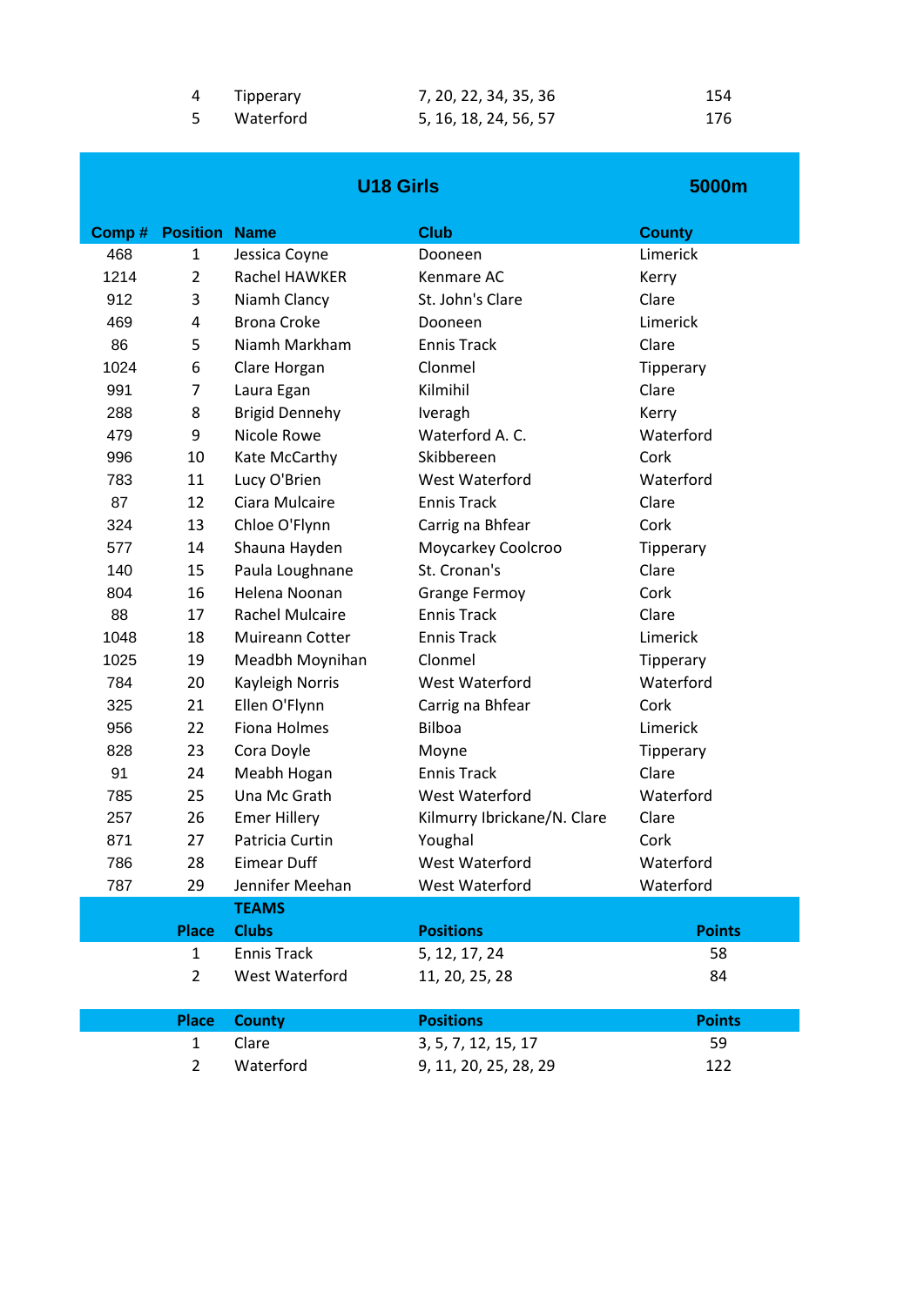| | | | |
|---|---|---|---|
| 4 | Tipperary | 7, 20, 22, 34, 35, 36 | 154 |
| 5 | Waterford | 5, 16, 18, 24, 56, 57 | 176 |

## U18 Girls 5000m

| Comp # | Position | Name | Club | County |
|---|---|---|---|---|
| 468 | 1 | Jessica Coyne | Dooneen | Limerick |
| 1214 | 2 | Rachel HAWKER | Kenmare AC | Kerry |
| 912 | 3 | Niamh Clancy | St. John's Clare | Clare |
| 469 | 4 | Brona Croke | Dooneen | Limerick |
| 86 | 5 | Niamh Markham | Ennis Track | Clare |
| 1024 | 6 | Clare Horgan | Clonmel | Tipperary |
| 991 | 7 | Laura Egan | Kilmihil | Clare |
| 288 | 8 | Brigid Dennehy | Iveragh | Kerry |
| 479 | 9 | Nicole Rowe | Waterford A. C. | Waterford |
| 996 | 10 | Kate McCarthy | Skibbereen | Cork |
| 783 | 11 | Lucy O'Brien | West Waterford | Waterford |
| 87 | 12 | Ciara Mulcaire | Ennis Track | Clare |
| 324 | 13 | Chloe O'Flynn | Carrig na Bhfear | Cork |
| 577 | 14 | Shauna Hayden | Moycarkey Coolcroo | Tipperary |
| 140 | 15 | Paula Loughnane | St. Cronan's | Clare |
| 804 | 16 | Helena Noonan | Grange Fermoy | Cork |
| 88 | 17 | Rachel Mulcaire | Ennis Track | Clare |
| 1048 | 18 | Muireann Cotter | Ennis Track | Limerick |
| 1025 | 19 | Meadbh Moynihan | Clonmel | Tipperary |
| 784 | 20 | Kayleigh Norris | West Waterford | Waterford |
| 325 | 21 | Ellen O'Flynn | Carrig na Bhfear | Cork |
| 956 | 22 | Fiona Holmes | Bilboa | Limerick |
| 828 | 23 | Cora Doyle | Moyne | Tipperary |
| 91 | 24 | Meabh Hogan | Ennis Track | Clare |
| 785 | 25 | Una Mc Grath | West Waterford | Waterford |
| 257 | 26 | Emer Hillery | Kilmurry Ibrickane/N. Clare | Clare |
| 871 | 27 | Patricia Curtin | Youghal | Cork |
| 786 | 28 | Eimear Duff | West Waterford | Waterford |
| 787 | 29 | Jennifer Meehan | West Waterford | Waterford |

**TEAMS**

| Place | Clubs | Positions | Points |
|---|---|---|---|
| 1 | Ennis Track | 5, 12, 17, 24 | 58 |
| 2 | West Waterford | 11, 20, 25, 28 | 84 |

| Place | County | Positions | Points |
|---|---|---|---|
| 1 | Clare | 3, 5, 7, 12, 15, 17 | 59 |
| 2 | Waterford | 9, 11, 20, 25, 28, 29 | 122 |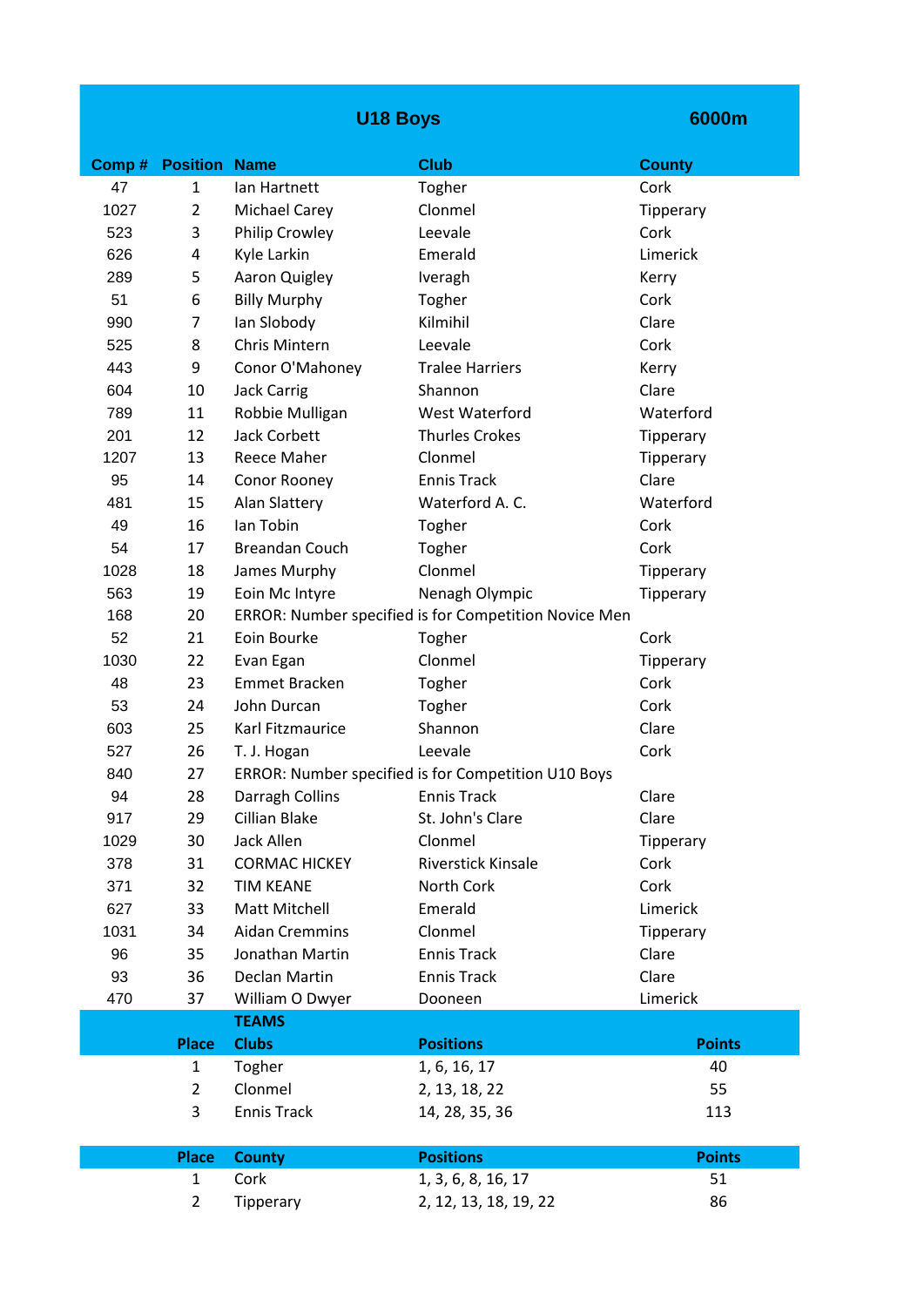## U18 Boys — 6000m

| Comp # | Position | Name | Club | County |
|---|---|---|---|---|
| 47 | 1 | Ian Hartnett | Togher | Cork |
| 1027 | 2 | Michael Carey | Clonmel | Tipperary |
| 523 | 3 | Philip Crowley | Leevale | Cork |
| 626 | 4 | Kyle Larkin | Emerald | Limerick |
| 289 | 5 | Aaron Quigley | Iveragh | Kerry |
| 51 | 6 | Billy Murphy | Togher | Cork |
| 990 | 7 | Ian Slobody | Kilmihil | Clare |
| 525 | 8 | Chris Mintern | Leevale | Cork |
| 443 | 9 | Conor O'Mahoney | Tralee Harriers | Kerry |
| 604 | 10 | Jack Carrig | Shannon | Clare |
| 789 | 11 | Robbie Mulligan | West Waterford | Waterford |
| 201 | 12 | Jack Corbett | Thurles Crokes | Tipperary |
| 1207 | 13 | Reece Maher | Clonmel | Tipperary |
| 95 | 14 | Conor Rooney | Ennis Track | Clare |
| 481 | 15 | Alan Slattery | Waterford A. C. | Waterford |
| 49 | 16 | Ian Tobin | Togher | Cork |
| 54 | 17 | Breandan Couch | Togher | Cork |
| 1028 | 18 | James Murphy | Clonmel | Tipperary |
| 563 | 19 | Eoin Mc Intyre | Nenagh Olympic | Tipperary |
| 168 | 20 | ERROR: Number specified is for Competition Novice Men | | |
| 52 | 21 | Eoin Bourke | Togher | Cork |
| 1030 | 22 | Evan Egan | Clonmel | Tipperary |
| 48 | 23 | Emmet Bracken | Togher | Cork |
| 53 | 24 | John Durcan | Togher | Cork |
| 603 | 25 | Karl Fitzmaurice | Shannon | Clare |
| 527 | 26 | T. J. Hogan | Leevale | Cork |
| 840 | 27 | ERROR: Number specified is for Competition U10 Boys | | |
| 94 | 28 | Darragh Collins | Ennis Track | Clare |
| 917 | 29 | Cillian Blake | St. John's Clare | Clare |
| 1029 | 30 | Jack Allen | Clonmel | Tipperary |
| 378 | 31 | CORMAC HICKEY | Riverstick Kinsale | Cork |
| 371 | 32 | TIM KEANE | North Cork | Cork |
| 627 | 33 | Matt Mitchell | Emerald | Limerick |
| 1031 | 34 | Aidan Cremmins | Clonmel | Tipperary |
| 96 | 35 | Jonathan Martin | Ennis Track | Clare |
| 93 | 36 | Declan Martin | Ennis Track | Clare |
| 470 | 37 | William O Dwyer | Dooneen | Limerick |

### TEAMS

| Place | Clubs | Positions | Points |
|---|---|---|---|
| 1 | Togher | 1, 6, 16, 17 | 40 |
| 2 | Clonmel | 2, 13, 18, 22 | 55 |
| 3 | Ennis Track | 14, 28, 35, 36 | 113 |

| Place | County | Positions | Points |
|---|---|---|---|
| 1 | Cork | 1, 3, 6, 8, 16, 17 | 51 |
| 2 | Tipperary | 2, 12, 13, 18, 19, 22 | 86 |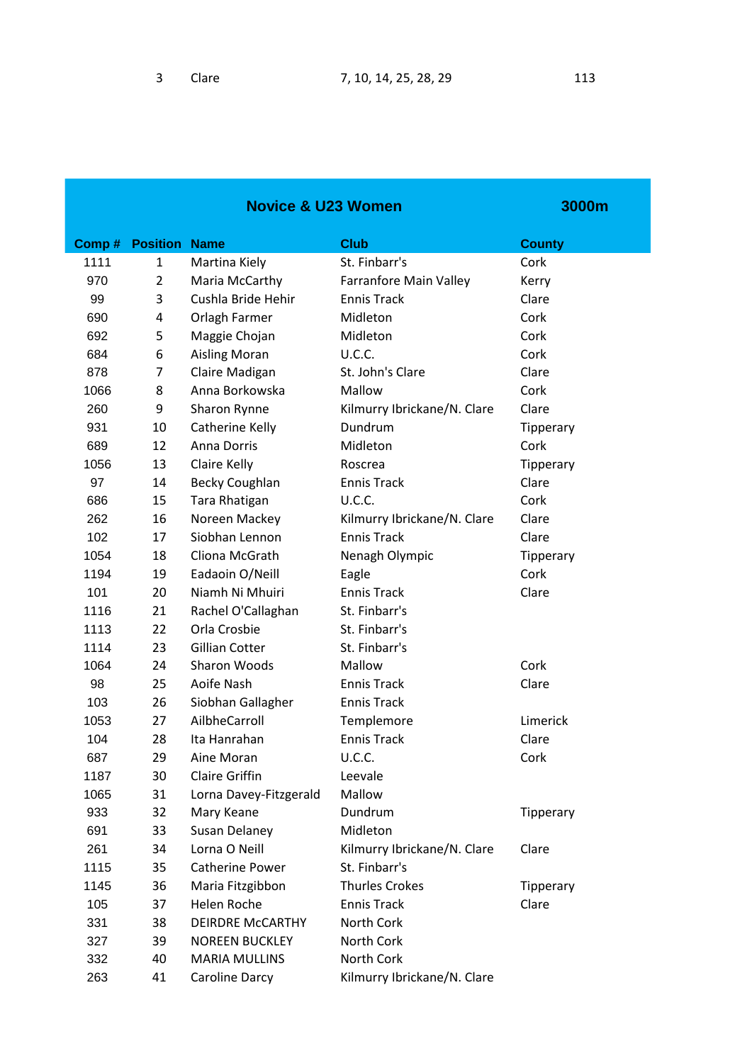| 3 | Clare | 7, 10, 14, 25, 28, 29 | 113 |
|---|---|---|---|

## Novice & U23 Women — 3000m

| Comp # | Position | Name | Club | County |
|---|---|---|---|---|
| 1111 | 1 | Martina Kiely | St. Finbarr's | Cork |
| 970 | 2 | Maria McCarthy | Farranfore Main Valley | Kerry |
| 99 | 3 | Cushla Bride Hehir | Ennis Track | Clare |
| 690 | 4 | Orlagh Farmer | Midleton | Cork |
| 692 | 5 | Maggie Chojan | Midleton | Cork |
| 684 | 6 | Aisling Moran | U.C.C. | Cork |
| 878 | 7 | Claire Madigan | St. John's Clare | Clare |
| 1066 | 8 | Anna Borkowska | Mallow | Cork |
| 260 | 9 | Sharon Rynne | Kilmurry Ibrickane/N. Clare | Clare |
| 931 | 10 | Catherine Kelly | Dundrum | Tipperary |
| 689 | 12 | Anna Dorris | Midleton | Cork |
| 1056 | 13 | Claire Kelly | Roscrea | Tipperary |
| 97 | 14 | Becky Coughlan | Ennis Track | Clare |
| 686 | 15 | Tara Rhatigan | U.C.C. | Cork |
| 262 | 16 | Noreen Mackey | Kilmurry Ibrickane/N. Clare | Clare |
| 102 | 17 | Siobhan Lennon | Ennis Track | Clare |
| 1054 | 18 | Cliona McGrath | Nenagh Olympic | Tipperary |
| 1194 | 19 | Eadaoin O/Neill | Eagle | Cork |
| 101 | 20 | Niamh Ni Mhuiri | Ennis Track | Clare |
| 1116 | 21 | Rachel O'Callaghan | St. Finbarr's | |
| 1113 | 22 | Orla Crosbie | St. Finbarr's | |
| 1114 | 23 | Gillian Cotter | St. Finbarr's | |
| 1064 | 24 | Sharon Woods | Mallow | Cork |
| 98 | 25 | Aoife Nash | Ennis Track | Clare |
| 103 | 26 | Siobhan Gallagher | Ennis Track | |
| 1053 | 27 | AilbheCarroll | Templemore | Limerick |
| 104 | 28 | Ita Hanrahan | Ennis Track | Clare |
| 687 | 29 | Aine Moran | U.C.C. | Cork |
| 1187 | 30 | Claire Griffin | Leevale | |
| 1065 | 31 | Lorna Davey-Fitzgerald | Mallow | |
| 933 | 32 | Mary Keane | Dundrum | Tipperary |
| 691 | 33 | Susan Delaney | Midleton | |
| 261 | 34 | Lorna O Neill | Kilmurry Ibrickane/N. Clare | Clare |
| 1115 | 35 | Catherine Power | St. Finbarr's | |
| 1145 | 36 | Maria Fitzgibbon | Thurles Crokes | Tipperary |
| 105 | 37 | Helen Roche | Ennis Track | Clare |
| 331 | 38 | DEIRDRE McCARTHY | North Cork | |
| 327 | 39 | NOREEN BUCKLEY | North Cork | |
| 332 | 40 | MARIA MULLINS | North Cork | |
| 263 | 41 | Caroline Darcy | Kilmurry Ibrickane/N. Clare | |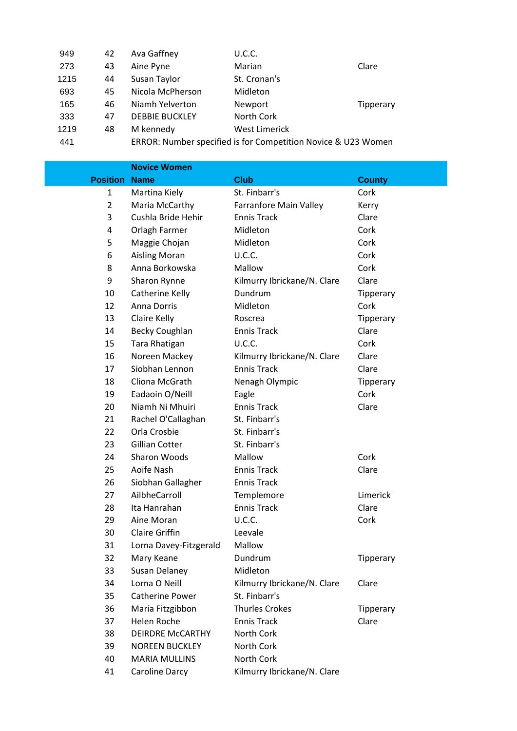| | | | | |
|---|---|---|---|---|
| 949 | 42 | Ava Gaffney | U.C.C. | |
| 273 | 43 | Aine Pyne | Marian | Clare |
| 1215 | 44 | Susan Taylor | St. Cronan's | |
| 693 | 45 | Nicola McPherson | Midleton | |
| 165 | 46 | Niamh Yelverton | Newport | Tipperary |
| 333 | 47 | DEBBIE BUCKLEY | North Cork | |
| 1219 | 48 | M kennedy | West Limerick | |
| 441 | | ERROR: Number specified is for Competition Novice & U23 Women | | |

## Novice Women

| Position | Name | Club | County |
|---|---|---|---|
| 1 | Martina Kiely | St. Finbarr's | Cork |
| 2 | Maria McCarthy | Farranfore Main Valley | Kerry |
| 3 | Cushla Bride Hehir | Ennis Track | Clare |
| 4 | Orlagh Farmer | Midleton | Cork |
| 5 | Maggie Chojan | Midleton | Cork |
| 6 | Aisling Moran | U.C.C. | Cork |
| 8 | Anna Borkowska | Mallow | Cork |
| 9 | Sharon Rynne | Kilmurry Ibrickane/N. Clare | Clare |
| 10 | Catherine Kelly | Dundrum | Tipperary |
| 12 | Anna Dorris | Midleton | Cork |
| 13 | Claire Kelly | Roscrea | Tipperary |
| 14 | Becky Coughlan | Ennis Track | Clare |
| 15 | Tara Rhatigan | U.C.C. | Cork |
| 16 | Noreen Mackey | Kilmurry Ibrickane/N. Clare | Clare |
| 17 | Siobhan Lennon | Ennis Track | Clare |
| 18 | Cliona McGrath | Nenagh Olympic | Tipperary |
| 19 | Eadaoin O/Neill | Eagle | Cork |
| 20 | Niamh Ni Mhuiri | Ennis Track | Clare |
| 21 | Rachel O'Callaghan | St. Finbarr's | |
| 22 | Orla Crosbie | St. Finbarr's | |
| 23 | Gillian Cotter | St. Finbarr's | |
| 24 | Sharon Woods | Mallow | Cork |
| 25 | Aoife Nash | Ennis Track | Clare |
| 26 | Siobhan Gallagher | Ennis Track | |
| 27 | AilbheCarroll | Templemore | Limerick |
| 28 | Ita Hanrahan | Ennis Track | Clare |
| 29 | Aine Moran | U.C.C. | Cork |
| 30 | Claire Griffin | Leevale | |
| 31 | Lorna Davey-Fitzgerald | Mallow | |
| 32 | Mary Keane | Dundrum | Tipperary |
| 33 | Susan Delaney | Midleton | |
| 34 | Lorna O Neill | Kilmurry Ibrickane/N. Clare | Clare |
| 35 | Catherine Power | St. Finbarr's | |
| 36 | Maria Fitzgibbon | Thurles Crokes | Tipperary |
| 37 | Helen Roche | Ennis Track | Clare |
| 38 | DEIRDRE McCARTHY | North Cork | |
| 39 | NOREEN BUCKLEY | North Cork | |
| 40 | MARIA MULLINS | North Cork | |
| 41 | Caroline Darcy | Kilmurry Ibrickane/N. Clare | |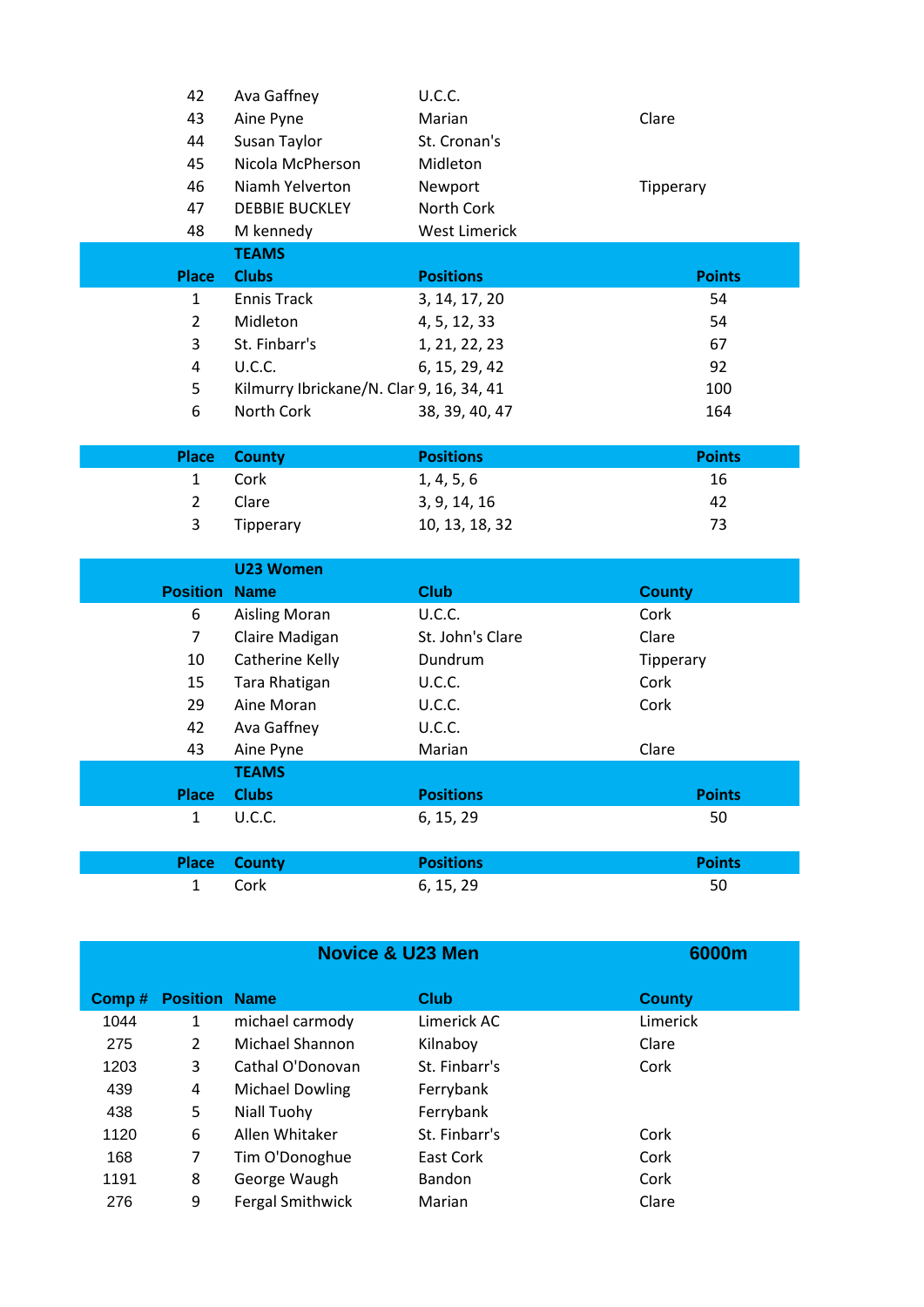| | | | |
|---|---|---|---|
| 42 | Ava Gaffney | U.C.C. | |
| 43 | Aine Pyne | Marian | Clare |
| 44 | Susan Taylor | St. Cronan's | |
| 45 | Nicola McPherson | Midleton | |
| 46 | Niamh Yelverton | Newport | Tipperary |
| 47 | DEBBIE BUCKLEY | North Cork | |
| 48 | M kennedy | West Limerick | |

**TEAMS**

| Place | Clubs | Positions | Points |
|---|---|---|---|
| 1 | Ennis Track | 3, 14, 17, 20 | 54 |
| 2 | Midleton | 4, 5, 12, 33 | 54 |
| 3 | St. Finbarr's | 1, 21, 22, 23 | 67 |
| 4 | U.C.C. | 6, 15, 29, 42 | 92 |
| 5 | Kilmurry Ibrickane/N. Clar | 9, 16, 34, 41 | 100 |
| 6 | North Cork | 38, 39, 40, 47 | 164 |

| Place | County | Positions | Points |
|---|---|---|---|
| 1 | Cork | 1, 4, 5, 6 | 16 |
| 2 | Clare | 3, 9, 14, 16 | 42 |
| 3 | Tipperary | 10, 13, 18, 32 | 73 |

**U23 Women**

| Position | Name | Club | County |
|---|---|---|---|
| 6 | Aisling Moran | U.C.C. | Cork |
| 7 | Claire Madigan | St. John's Clare | Clare |
| 10 | Catherine Kelly | Dundrum | Tipperary |
| 15 | Tara Rhatigan | U.C.C. | Cork |
| 29 | Aine Moran | U.C.C. | Cork |
| 42 | Ava Gaffney | U.C.C. | |
| 43 | Aine Pyne | Marian | Clare |

**TEAMS**

| Place | Clubs | Positions | Points |
|---|---|---|---|
| 1 | U.C.C. | 6, 15, 29 | 50 |

| Place | County | Positions | Points |
|---|---|---|---|
| 1 | Cork | 6, 15, 29 | 50 |

## Novice & U23 Men — 6000m

| Comp # | Position | Name | Club | County |
|---|---|---|---|---|
| 1044 | 1 | michael carmody | Limerick AC | Limerick |
| 275 | 2 | Michael Shannon | Kilnaboy | Clare |
| 1203 | 3 | Cathal O'Donovan | St. Finbarr's | Cork |
| 439 | 4 | Michael Dowling | Ferrybank | |
| 438 | 5 | Niall Tuohy | Ferrybank | |
| 1120 | 6 | Allen Whitaker | St. Finbarr's | Cork |
| 168 | 7 | Tim O'Donoghue | East Cork | Cork |
| 1191 | 8 | George Waugh | Bandon | Cork |
| 276 | 9 | Fergal Smithwick | Marian | Clare |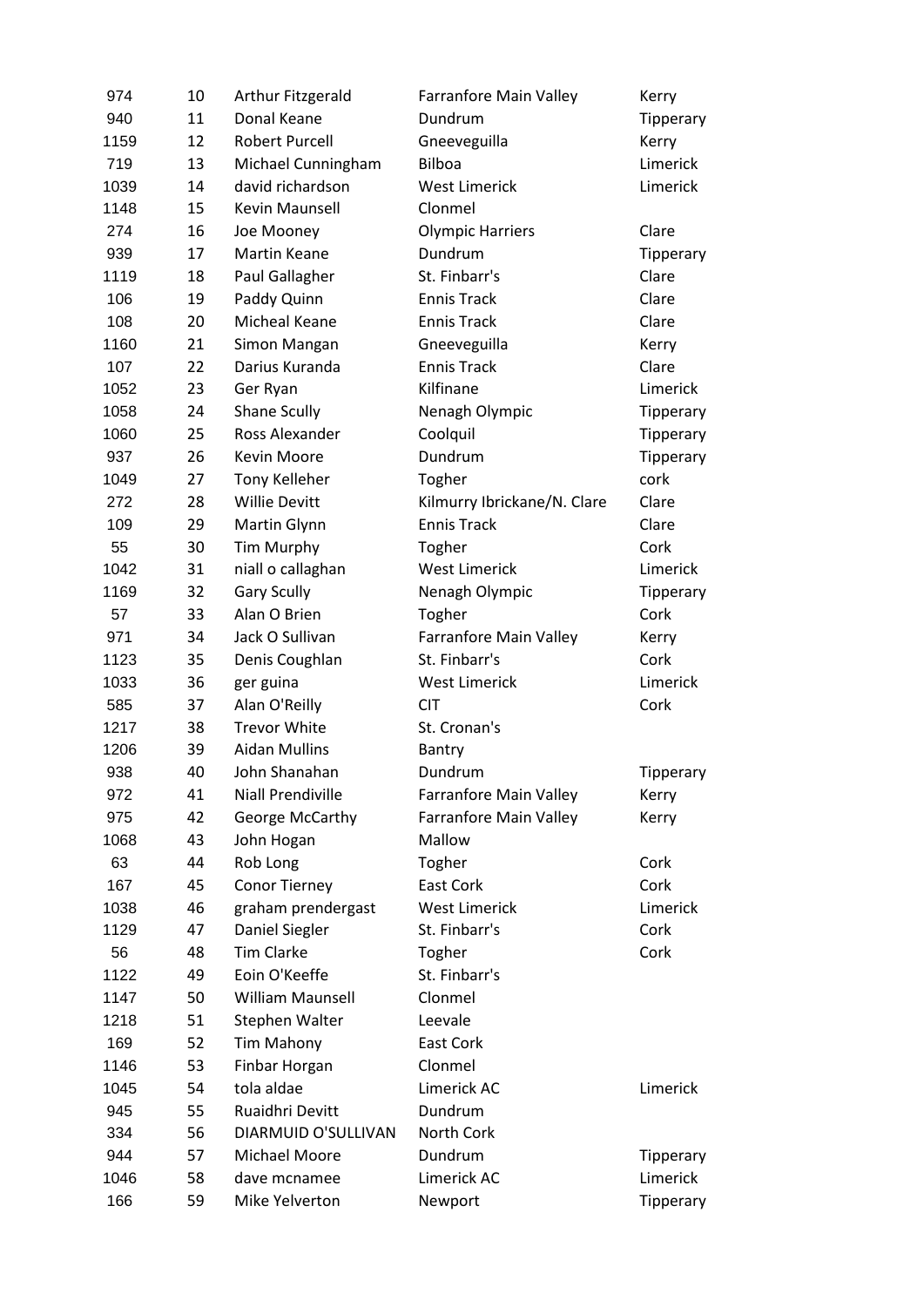| | | | | |
|---|---|---|---|---|
| 974 | 10 | Arthur Fitzgerald | Farranfore Main Valley | Kerry |
| 940 | 11 | Donal Keane | Dundrum | Tipperary |
| 1159 | 12 | Robert Purcell | Gneeveguilla | Kerry |
| 719 | 13 | Michael Cunningham | Bilboa | Limerick |
| 1039 | 14 | david richardson | West Limerick | Limerick |
| 1148 | 15 | Kevin Maunsell | Clonmel | |
| 274 | 16 | Joe Mooney | Olympic Harriers | Clare |
| 939 | 17 | Martin Keane | Dundrum | Tipperary |
| 1119 | 18 | Paul Gallagher | St. Finbarr's | Clare |
| 106 | 19 | Paddy Quinn | Ennis Track | Clare |
| 108 | 20 | Micheal Keane | Ennis Track | Clare |
| 1160 | 21 | Simon Mangan | Gneeveguilla | Kerry |
| 107 | 22 | Darius Kuranda | Ennis Track | Clare |
| 1052 | 23 | Ger Ryan | Kilfinane | Limerick |
| 1058 | 24 | Shane Scully | Nenagh Olympic | Tipperary |
| 1060 | 25 | Ross Alexander | Coolquil | Tipperary |
| 937 | 26 | Kevin Moore | Dundrum | Tipperary |
| 1049 | 27 | Tony Kelleher | Togher | cork |
| 272 | 28 | Willie Devitt | Kilmurry Ibrickane/N. Clare | Clare |
| 109 | 29 | Martin Glynn | Ennis Track | Clare |
| 55 | 30 | Tim Murphy | Togher | Cork |
| 1042 | 31 | niall o callaghan | West Limerick | Limerick |
| 1169 | 32 | Gary Scully | Nenagh Olympic | Tipperary |
| 57 | 33 | Alan O Brien | Togher | Cork |
| 971 | 34 | Jack O Sullivan | Farranfore Main Valley | Kerry |
| 1123 | 35 | Denis Coughlan | St. Finbarr's | Cork |
| 1033 | 36 | ger guina | West Limerick | Limerick |
| 585 | 37 | Alan O'Reilly | CIT | Cork |
| 1217 | 38 | Trevor White | St. Cronan's | |
| 1206 | 39 | Aidan Mullins | Bantry | |
| 938 | 40 | John Shanahan | Dundrum | Tipperary |
| 972 | 41 | Niall Prendiville | Farranfore Main Valley | Kerry |
| 975 | 42 | George McCarthy | Farranfore Main Valley | Kerry |
| 1068 | 43 | John Hogan | Mallow | |
| 63 | 44 | Rob Long | Togher | Cork |
| 167 | 45 | Conor Tierney | East Cork | Cork |
| 1038 | 46 | graham prendergast | West Limerick | Limerick |
| 1129 | 47 | Daniel Siegler | St. Finbarr's | Cork |
| 56 | 48 | Tim Clarke | Togher | Cork |
| 1122 | 49 | Eoin O'Keeffe | St. Finbarr's | |
| 1147 | 50 | William Maunsell | Clonmel | |
| 1218 | 51 | Stephen Walter | Leevale | |
| 169 | 52 | Tim Mahony | East Cork | |
| 1146 | 53 | Finbar Horgan | Clonmel | |
| 1045 | 54 | tola aldae | Limerick AC | Limerick |
| 945 | 55 | Ruaidhri Devitt | Dundrum | |
| 334 | 56 | DIARMUID O'SULLIVAN | North Cork | |
| 944 | 57 | Michael Moore | Dundrum | Tipperary |
| 1046 | 58 | dave mcnamee | Limerick AC | Limerick |
| 166 | 59 | Mike Yelverton | Newport | Tipperary |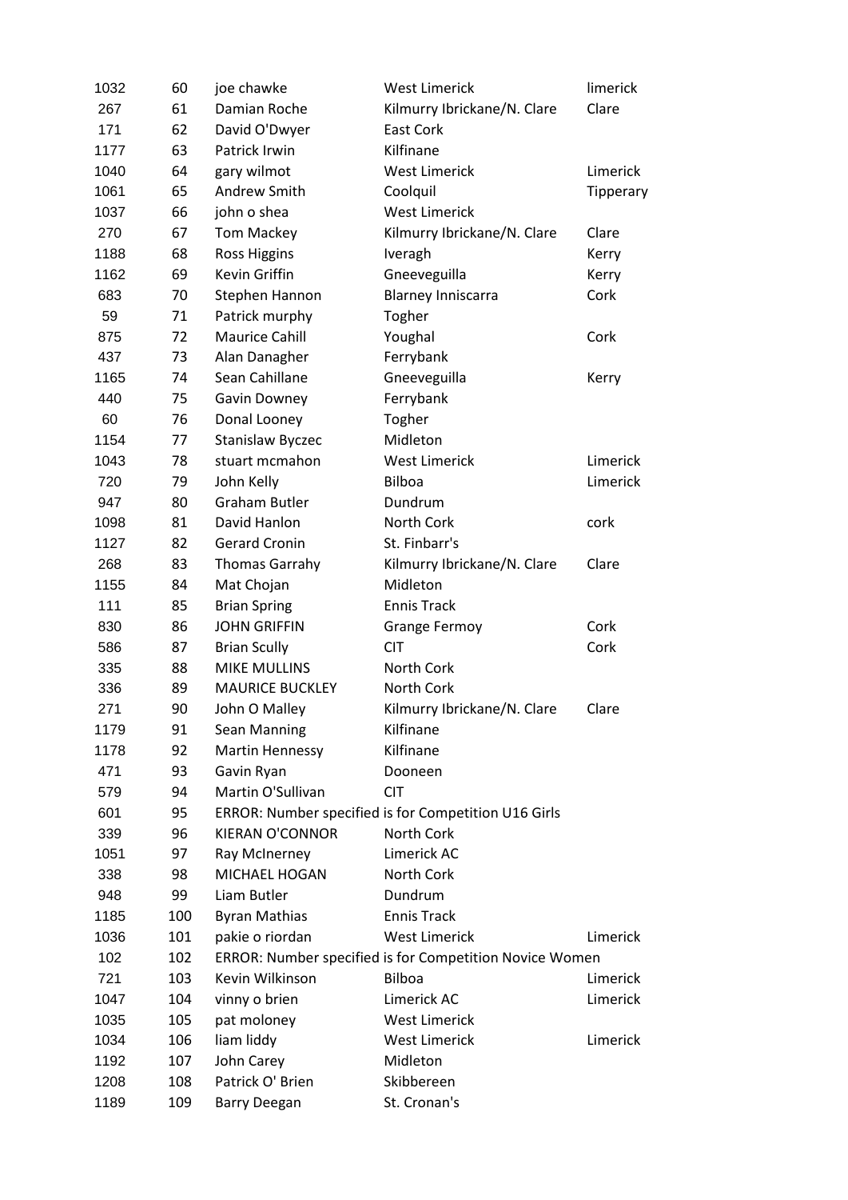| | | | | |
|---|---|---|---|---|
| 1032 | 60 | joe chawke | West Limerick | limerick |
| 267 | 61 | Damian Roche | Kilmurry Ibrickane/N. Clare | Clare |
| 171 | 62 | David O'Dwyer | East Cork | |
| 1177 | 63 | Patrick Irwin | Kilfinane | |
| 1040 | 64 | gary wilmot | West Limerick | Limerick |
| 1061 | 65 | Andrew Smith | Coolquil | Tipperary |
| 1037 | 66 | john o shea | West Limerick | |
| 270 | 67 | Tom Mackey | Kilmurry Ibrickane/N. Clare | Clare |
| 1188 | 68 | Ross Higgins | Iveragh | Kerry |
| 1162 | 69 | Kevin Griffin | Gneeveguilla | Kerry |
| 683 | 70 | Stephen Hannon | Blarney Inniscarra | Cork |
| 59 | 71 | Patrick murphy | Togher | |
| 875 | 72 | Maurice Cahill | Youghal | Cork |
| 437 | 73 | Alan Danagher | Ferrybank | |
| 1165 | 74 | Sean Cahillane | Gneeveguilla | Kerry |
| 440 | 75 | Gavin Downey | Ferrybank | |
| 60 | 76 | Donal Looney | Togher | |
| 1154 | 77 | Stanislaw Byczec | Midleton | |
| 1043 | 78 | stuart mcmahon | West Limerick | Limerick |
| 720 | 79 | John Kelly | Bilboa | Limerick |
| 947 | 80 | Graham Butler | Dundrum | |
| 1098 | 81 | David Hanlon | North Cork | cork |
| 1127 | 82 | Gerard Cronin | St. Finbarr's | |
| 268 | 83 | Thomas Garrahy | Kilmurry Ibrickane/N. Clare | Clare |
| 1155 | 84 | Mat Chojan | Midleton | |
| 111 | 85 | Brian Spring | Ennis Track | |
| 830 | 86 | JOHN GRIFFIN | Grange Fermoy | Cork |
| 586 | 87 | Brian Scully | CIT | Cork |
| 335 | 88 | MIKE MULLINS | North Cork | |
| 336 | 89 | MAURICE BUCKLEY | North Cork | |
| 271 | 90 | John O Malley | Kilmurry Ibrickane/N. Clare | Clare |
| 1179 | 91 | Sean Manning | Kilfinane | |
| 1178 | 92 | Martin Hennessy | Kilfinane | |
| 471 | 93 | Gavin Ryan | Dooneen | |
| 579 | 94 | Martin O'Sullivan | CIT | |
| 601 | 95 | ERROR: Number specified is for Competition U16 Girls | | |
| 339 | 96 | KIERAN O'CONNOR | North Cork | |
| 1051 | 97 | Ray McInerney | Limerick AC | |
| 338 | 98 | MICHAEL HOGAN | North Cork | |
| 948 | 99 | Liam Butler | Dundrum | |
| 1185 | 100 | Byran Mathias | Ennis Track | |
| 1036 | 101 | pakie o riordan | West Limerick | Limerick |
| 102 | 102 | ERROR: Number specified is for Competition Novice Women | | |
| 721 | 103 | Kevin Wilkinson | Bilboa | Limerick |
| 1047 | 104 | vinny o brien | Limerick AC | Limerick |
| 1035 | 105 | pat moloney | West Limerick | |
| 1034 | 106 | liam liddy | West Limerick | Limerick |
| 1192 | 107 | John Carey | Midleton | |
| 1208 | 108 | Patrick O' Brien | Skibbereen | |
| 1189 | 109 | Barry Deegan | St. Cronan's | |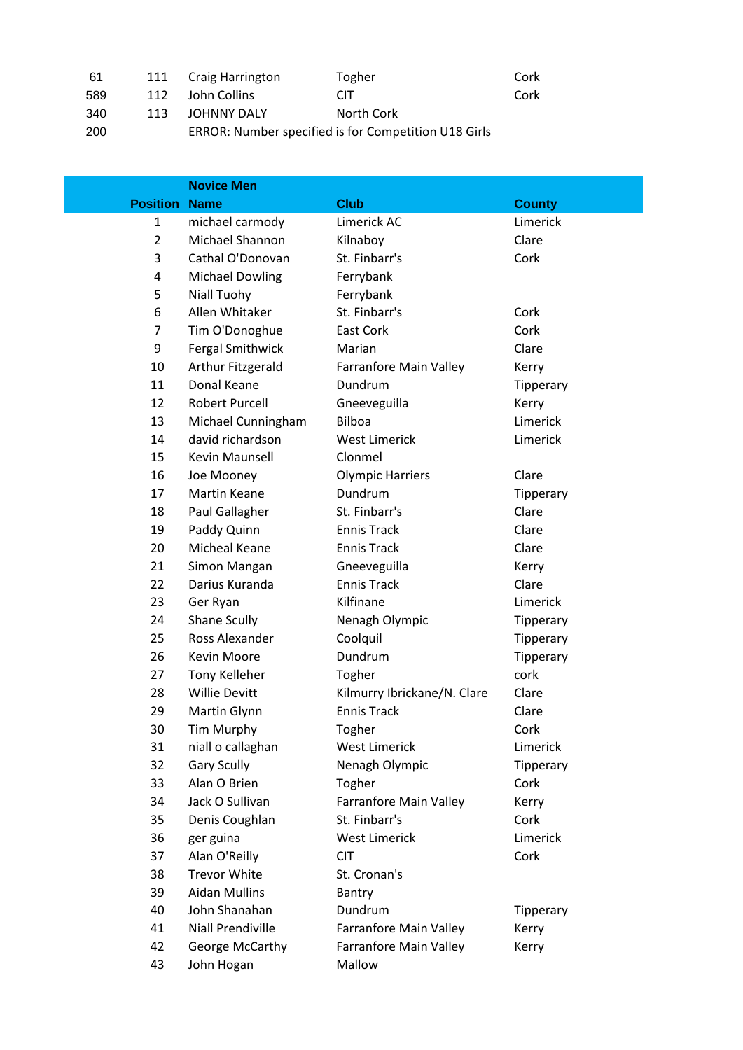| | | | | |
|---|---|---|---|---|
| 61 | 111 | Craig Harrington | Togher | Cork |
| 589 | 112 | John Collins | CIT | Cork |
| 340 | 113 | JOHNNY DALY | North Cork | |
| 200 | | ERROR: Number specified is for Competition U18 Girls | | |

| | Novice Men | | |
|---|---|---|---|
| Position | Name | Club | County |
| 1 | michael carmody | Limerick AC | Limerick |
| 2 | Michael Shannon | Kilnaboy | Clare |
| 3 | Cathal O'Donovan | St. Finbarr's | Cork |
| 4 | Michael Dowling | Ferrybank | |
| 5 | Niall Tuohy | Ferrybank | |
| 6 | Allen Whitaker | St. Finbarr's | Cork |
| 7 | Tim O'Donoghue | East Cork | Cork |
| 9 | Fergal Smithwick | Marian | Clare |
| 10 | Arthur Fitzgerald | Farranfore Main Valley | Kerry |
| 11 | Donal Keane | Dundrum | Tipperary |
| 12 | Robert Purcell | Gneeveguilla | Kerry |
| 13 | Michael Cunningham | Bilboa | Limerick |
| 14 | david richardson | West Limerick | Limerick |
| 15 | Kevin Maunsell | Clonmel | |
| 16 | Joe Mooney | Olympic Harriers | Clare |
| 17 | Martin Keane | Dundrum | Tipperary |
| 18 | Paul Gallagher | St. Finbarr's | Clare |
| 19 | Paddy Quinn | Ennis Track | Clare |
| 20 | Micheal Keane | Ennis Track | Clare |
| 21 | Simon Mangan | Gneeveguilla | Kerry |
| 22 | Darius Kuranda | Ennis Track | Clare |
| 23 | Ger Ryan | Kilfinane | Limerick |
| 24 | Shane Scully | Nenagh Olympic | Tipperary |
| 25 | Ross Alexander | Coolquil | Tipperary |
| 26 | Kevin Moore | Dundrum | Tipperary |
| 27 | Tony Kelleher | Togher | cork |
| 28 | Willie Devitt | Kilmurry Ibrickane/N. Clare | Clare |
| 29 | Martin Glynn | Ennis Track | Clare |
| 30 | Tim Murphy | Togher | Cork |
| 31 | niall o callaghan | West Limerick | Limerick |
| 32 | Gary Scully | Nenagh Olympic | Tipperary |
| 33 | Alan O Brien | Togher | Cork |
| 34 | Jack O Sullivan | Farranfore Main Valley | Kerry |
| 35 | Denis Coughlan | St. Finbarr's | Cork |
| 36 | ger guina | West Limerick | Limerick |
| 37 | Alan O'Reilly | CIT | Cork |
| 38 | Trevor White | St. Cronan's | |
| 39 | Aidan Mullins | Bantry | |
| 40 | John Shanahan | Dundrum | Tipperary |
| 41 | Niall Prendiville | Farranfore Main Valley | Kerry |
| 42 | George McCarthy | Farranfore Main Valley | Kerry |
| 43 | John Hogan | Mallow | |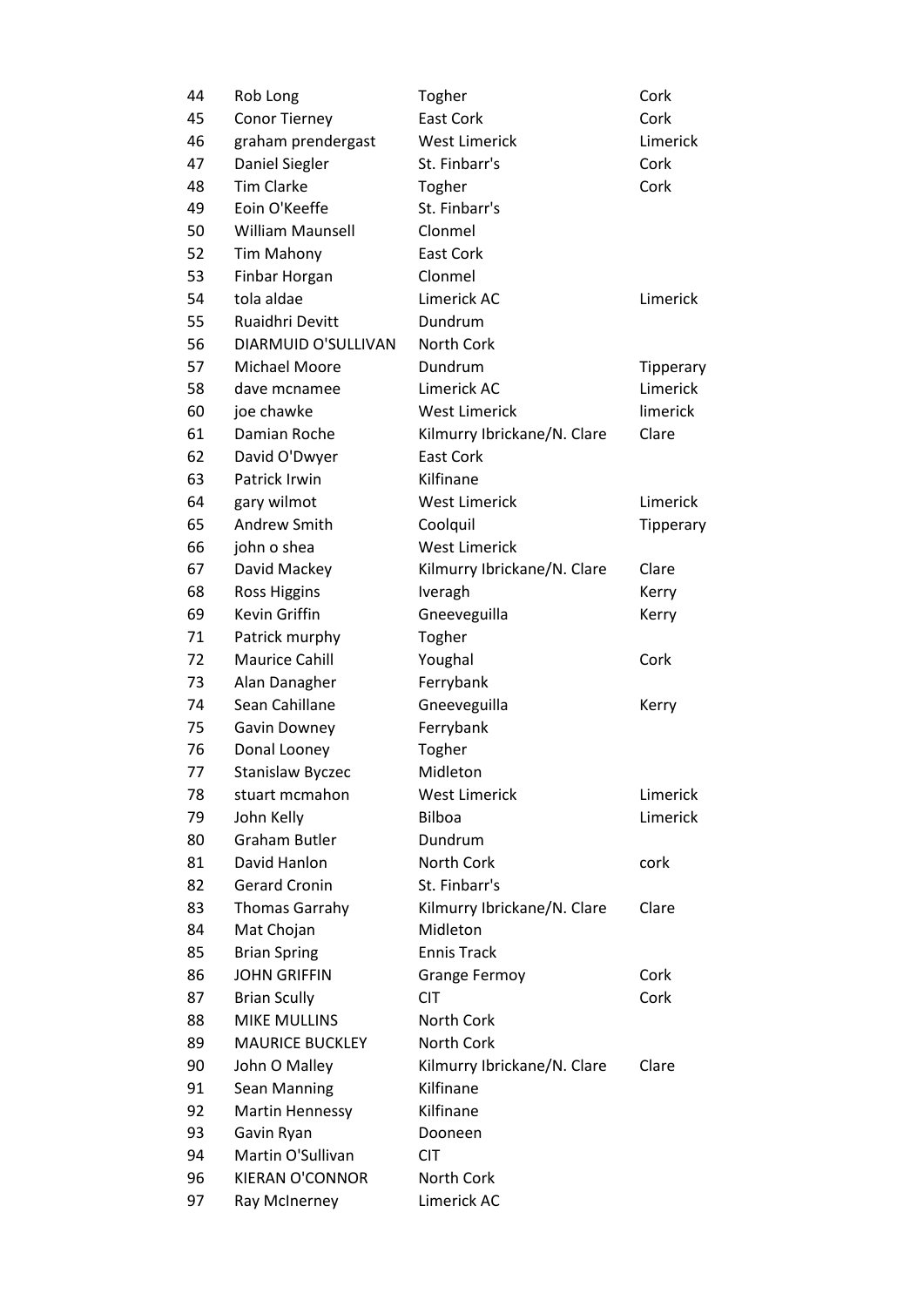| | | | |
|---|---|---|---|
| 44 | Rob Long | Togher | Cork |
| 45 | Conor Tierney | East Cork | Cork |
| 46 | graham prendergast | West Limerick | Limerick |
| 47 | Daniel Siegler | St. Finbarr's | Cork |
| 48 | Tim Clarke | Togher | Cork |
| 49 | Eoin O'Keeffe | St. Finbarr's | |
| 50 | William Maunsell | Clonmel | |
| 52 | Tim Mahony | East Cork | |
| 53 | Finbar Horgan | Clonmel | |
| 54 | tola aldae | Limerick AC | Limerick |
| 55 | Ruaidhri Devitt | Dundrum | |
| 56 | DIARMUID O'SULLIVAN | North Cork | |
| 57 | Michael Moore | Dundrum | Tipperary |
| 58 | dave mcnamee | Limerick AC | Limerick |
| 60 | joe chawke | West Limerick | limerick |
| 61 | Damian Roche | Kilmurry Ibrickane/N. Clare | Clare |
| 62 | David O'Dwyer | East Cork | |
| 63 | Patrick Irwin | Kilfinane | |
| 64 | gary wilmot | West Limerick | Limerick |
| 65 | Andrew Smith | Coolquil | Tipperary |
| 66 | john o shea | West Limerick | |
| 67 | David Mackey | Kilmurry Ibrickane/N. Clare | Clare |
| 68 | Ross Higgins | Iveragh | Kerry |
| 69 | Kevin Griffin | Gneeveguilla | Kerry |
| 71 | Patrick murphy | Togher | |
| 72 | Maurice Cahill | Youghal | Cork |
| 73 | Alan Danagher | Ferrybank | |
| 74 | Sean Cahillane | Gneeveguilla | Kerry |
| 75 | Gavin Downey | Ferrybank | |
| 76 | Donal Looney | Togher | |
| 77 | Stanislaw Byczec | Midleton | |
| 78 | stuart mcmahon | West Limerick | Limerick |
| 79 | John Kelly | Bilboa | Limerick |
| 80 | Graham Butler | Dundrum | |
| 81 | David Hanlon | North Cork | cork |
| 82 | Gerard Cronin | St. Finbarr's | |
| 83 | Thomas Garrahy | Kilmurry Ibrickane/N. Clare | Clare |
| 84 | Mat Chojan | Midleton | |
| 85 | Brian Spring | Ennis Track | |
| 86 | JOHN GRIFFIN | Grange Fermoy | Cork |
| 87 | Brian Scully | CIT | Cork |
| 88 | MIKE MULLINS | North Cork | |
| 89 | MAURICE BUCKLEY | North Cork | |
| 90 | John O Malley | Kilmurry Ibrickane/N. Clare | Clare |
| 91 | Sean Manning | Kilfinane | |
| 92 | Martin Hennessy | Kilfinane | |
| 93 | Gavin Ryan | Dooneen | |
| 94 | Martin O'Sullivan | CIT | |
| 96 | KIERAN O'CONNOR | North Cork | |
| 97 | Ray McInerney | Limerick AC | |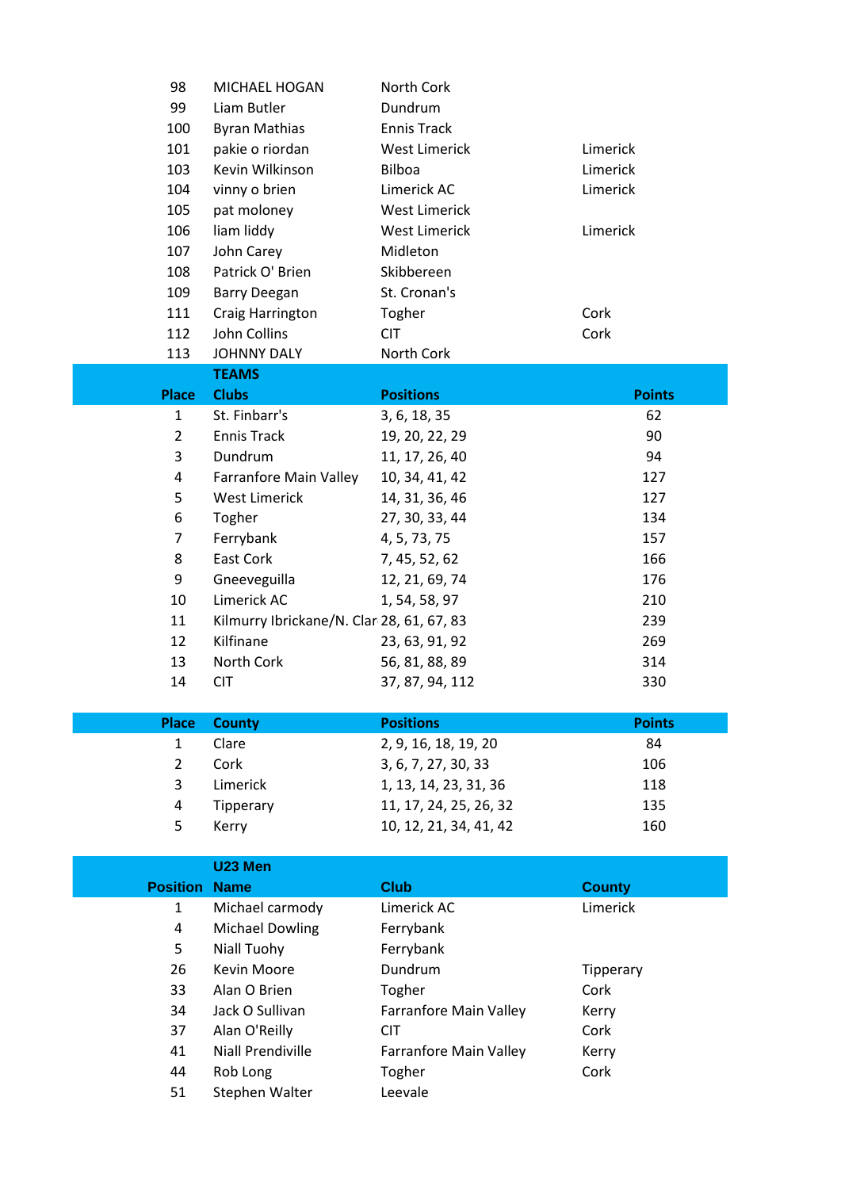| | | | |
|---|---|---|---|
| 98 | MICHAEL HOGAN | North Cork | |
| 99 | Liam Butler | Dundrum | |
| 100 | Byran Mathias | Ennis Track | |
| 101 | pakie o riordan | West Limerick | Limerick |
| 103 | Kevin Wilkinson | Bilboa | Limerick |
| 104 | vinny o brien | Limerick AC | Limerick |
| 105 | pat moloney | West Limerick | |
| 106 | liam liddy | West Limerick | Limerick |
| 107 | John Carey | Midleton | |
| 108 | Patrick O' Brien | Skibbereen | |
| 109 | Barry Deegan | St. Cronan's | |
| 111 | Craig Harrington | Togher | Cork |
| 112 | John Collins | CIT | Cork |
| 113 | JOHNNY DALY | North Cork | |

**TEAMS**

| Place | Clubs | Positions | Points |
|---|---|---|---|
| 1 | St. Finbarr's | 3, 6, 18, 35 | 62 |
| 2 | Ennis Track | 19, 20, 22, 29 | 90 |
| 3 | Dundrum | 11, 17, 26, 40 | 94 |
| 4 | Farranfore Main Valley | 10, 34, 41, 42 | 127 |
| 5 | West Limerick | 14, 31, 36, 46 | 127 |
| 6 | Togher | 27, 30, 33, 44 | 134 |
| 7 | Ferrybank | 4, 5, 73, 75 | 157 |
| 8 | East Cork | 7, 45, 52, 62 | 166 |
| 9 | Gneeveguilla | 12, 21, 69, 74 | 176 |
| 10 | Limerick AC | 1, 54, 58, 97 | 210 |
| 11 | Kilmurry Ibrickane/N. Clar | 28, 61, 67, 83 | 239 |
| 12 | Kilfinane | 23, 63, 91, 92 | 269 |
| 13 | North Cork | 56, 81, 88, 89 | 314 |
| 14 | CIT | 37, 87, 94, 112 | 330 |

| Place | County | Positions | Points |
|---|---|---|---|
| 1 | Clare | 2, 9, 16, 18, 19, 20 | 84 |
| 2 | Cork | 3, 6, 7, 27, 30, 33 | 106 |
| 3 | Limerick | 1, 13, 14, 23, 31, 36 | 118 |
| 4 | Tipperary | 11, 17, 24, 25, 26, 32 | 135 |
| 5 | Kerry | 10, 12, 21, 34, 41, 42 | 160 |

**U23 Men**

| Position | Name | Club | County |
|---|---|---|---|
| 1 | Michael carmody | Limerick AC | Limerick |
| 4 | Michael Dowling | Ferrybank | |
| 5 | Niall Tuohy | Ferrybank | |
| 26 | Kevin Moore | Dundrum | Tipperary |
| 33 | Alan O Brien | Togher | Cork |
| 34 | Jack O Sullivan | Farranfore Main Valley | Kerry |
| 37 | Alan O'Reilly | CIT | Cork |
| 41 | Niall Prendiville | Farranfore Main Valley | Kerry |
| 44 | Rob Long | Togher | Cork |
| 51 | Stephen Walter | Leevale | |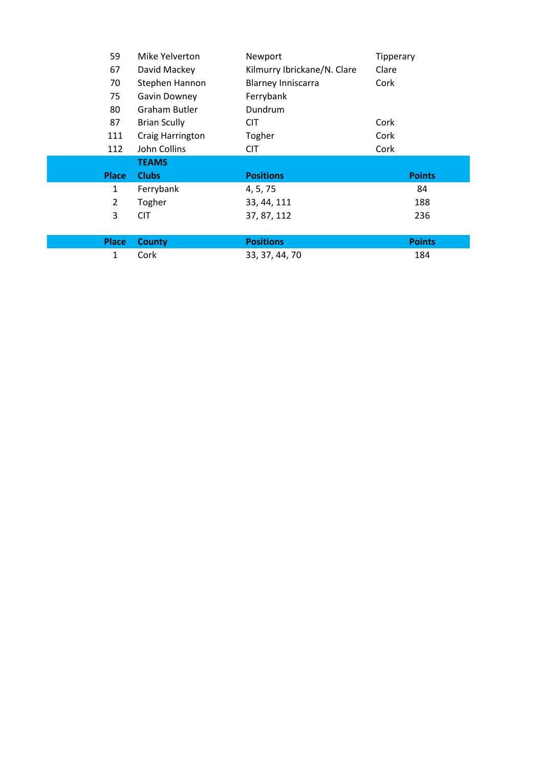| | | | |
|---|---|---|---|
| 59 | Mike Yelverton | Newport | Tipperary |
| 67 | David Mackey | Kilmurry Ibrickane/N. Clare | Clare |
| 70 | Stephen Hannon | Blarney Inniscarra | Cork |
| 75 | Gavin Downey | Ferrybank | |
| 80 | Graham Butler | Dundrum | |
| 87 | Brian Scully | CIT | Cork |
| 111 | Craig Harrington | Togher | Cork |
| 112 | John Collins | CIT | Cork |

**TEAMS**

| Place | Clubs | Positions | Points |
|---|---|---|---|
| 1 | Ferrybank | 4, 5, 75 | 84 |
| 2 | Togher | 33, 44, 111 | 188 |
| 3 | CIT | 37, 87, 112 | 236 |

| Place | County | Positions | Points |
|---|---|---|---|
| 1 | Cork | 33, 37, 44, 70 | 184 |